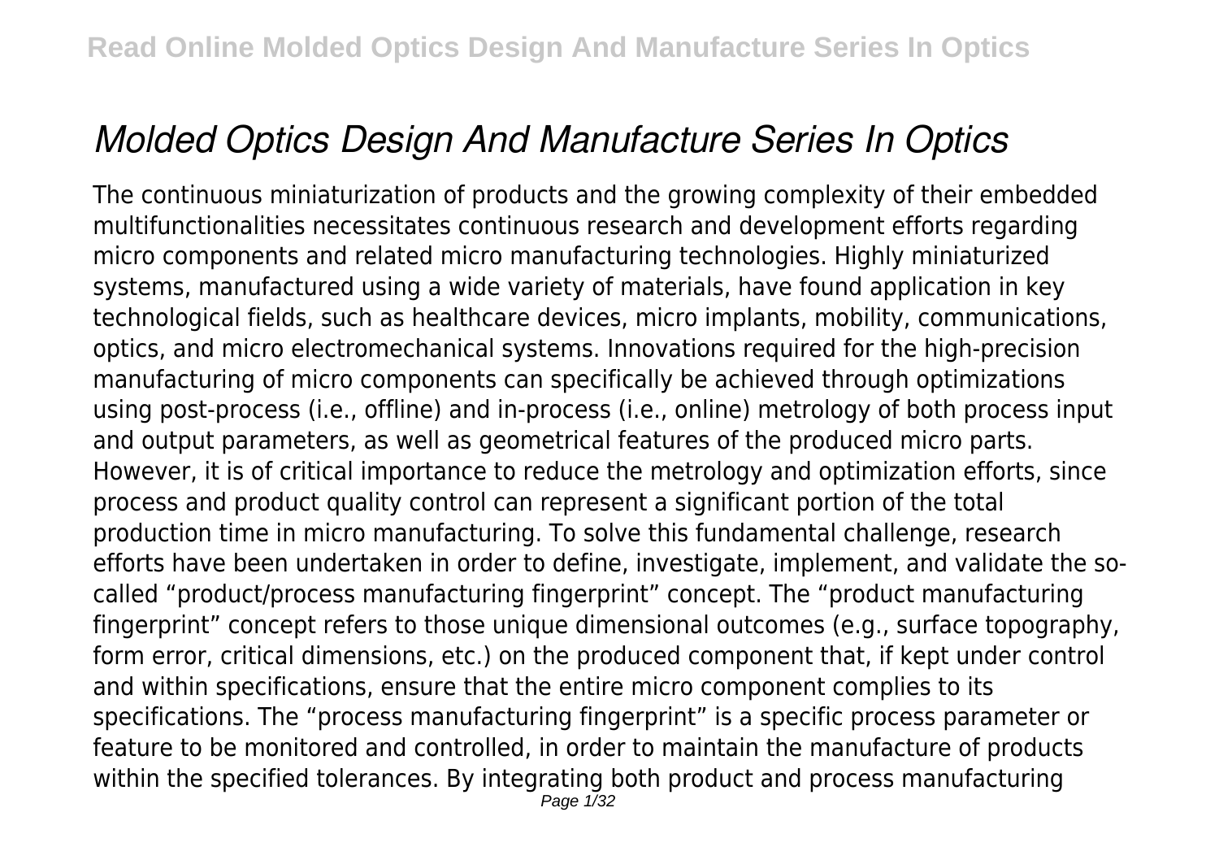# *Molded Optics Design And Manufacture Series In Optics*

The continuous miniaturization of products and the growing complexity of their embedded multifunctionalities necessitates continuous research and development efforts regarding micro components and related micro manufacturing technologies. Highly miniaturized systems, manufactured using a wide variety of materials, have found application in key technological fields, such as healthcare devices, micro implants, mobility, communications, optics, and micro electromechanical systems. Innovations required for the high-precision manufacturing of micro components can specifically be achieved through optimizations using post-process (i.e., offline) and in-process (i.e., online) metrology of both process input and output parameters, as well as geometrical features of the produced micro parts. However, it is of critical importance to reduce the metrology and optimization efforts, since process and product quality control can represent a significant portion of the total production time in micro manufacturing. To solve this fundamental challenge, research efforts have been undertaken in order to define, investigate, implement, and validate the so-called "product/process manufacturing fingerprint" concept. The "product manufacturing fingerprint" concept refers to those unique dimensional outcomes (e.g., surface topography, form error, critical dimensions, etc.) on the produced component that, if kept under control and within specifications, ensure that the entire micro component complies to its specifications. The "process manufacturing fingerprint" is a specific process parameter or feature to be monitored and controlled, in order to maintain the manufacture of products within the specified tolerances. By integrating both product and process manufacturing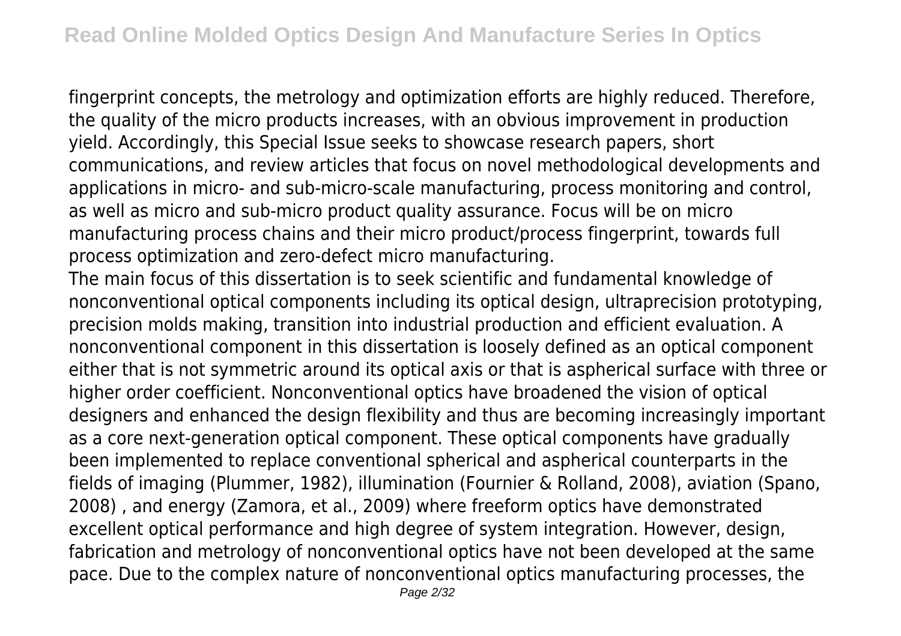fingerprint concepts, the metrology and optimization efforts are highly reduced. Therefore, the quality of the micro products increases, with an obvious improvement in production yield. Accordingly, this Special Issue seeks to showcase research papers, short communications, and review articles that focus on novel methodological developments and applications in micro- and sub-micro-scale manufacturing, process monitoring and control, as well as micro and sub-micro product quality assurance. Focus will be on micro manufacturing process chains and their micro product/process fingerprint, towards full process optimization and zero-defect micro manufacturing.

The main focus of this dissertation is to seek scientific and fundamental knowledge of nonconventional optical components including its optical design, ultraprecision prototyping, precision molds making, transition into industrial production and efficient evaluation. A nonconventional component in this dissertation is loosely defined as an optical component either that is not symmetric around its optical axis or that is aspherical surface with three or higher order coefficient. Nonconventional optics have broadened the vision of optical designers and enhanced the design flexibility and thus are becoming increasingly important as a core next-generation optical component. These optical components have gradually been implemented to replace conventional spherical and aspherical counterparts in the fields of imaging (Plummer, 1982), illumination (Fournier & Rolland, 2008), aviation (Spano, 2008) , and energy (Zamora, et al., 2009) where freeform optics have demonstrated excellent optical performance and high degree of system integration. However, design, fabrication and metrology of nonconventional optics have not been developed at the same pace. Due to the complex nature of nonconventional optics manufacturing processes, the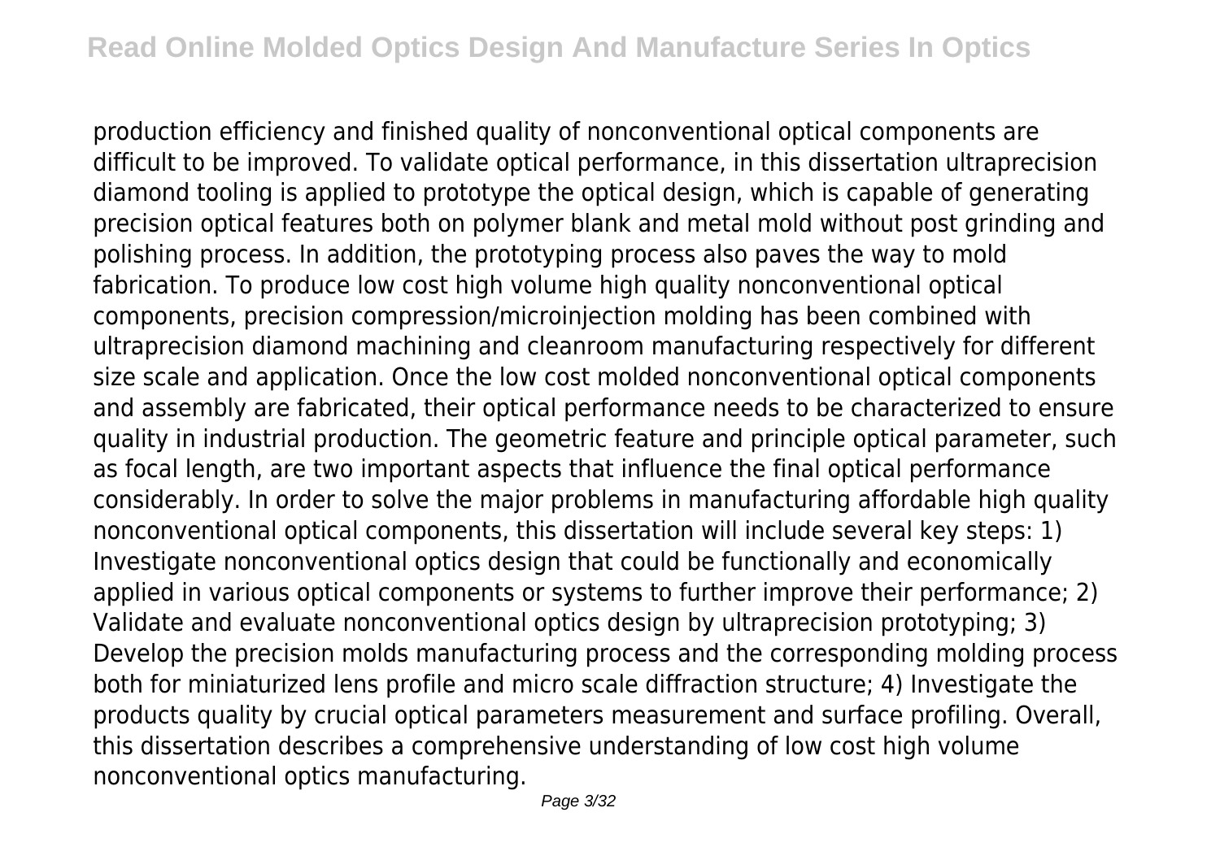production efficiency and finished quality of nonconventional optical components are difficult to be improved. To validate optical performance, in this dissertation ultraprecision diamond tooling is applied to prototype the optical design, which is capable of generating precision optical features both on polymer blank and metal mold without post grinding and polishing process. In addition, the prototyping process also paves the way to mold fabrication. To produce low cost high volume high quality nonconventional optical components, precision compression/microinjection molding has been combined with ultraprecision diamond machining and cleanroom manufacturing respectively for different size scale and application. Once the low cost molded nonconventional optical components and assembly are fabricated, their optical performance needs to be characterized to ensure quality in industrial production. The geometric feature and principle optical parameter, such as focal length, are two important aspects that influence the final optical performance considerably. In order to solve the major problems in manufacturing affordable high quality nonconventional optical components, this dissertation will include several key steps: 1) Investigate nonconventional optics design that could be functionally and economically applied in various optical components or systems to further improve their performance; 2) Validate and evaluate nonconventional optics design by ultraprecision prototyping; 3) Develop the precision molds manufacturing process and the corresponding molding process both for miniaturized lens profile and micro scale diffraction structure; 4) Investigate the products quality by crucial optical parameters measurement and surface profiling. Overall, this dissertation describes a comprehensive understanding of low cost high volume nonconventional optics manufacturing.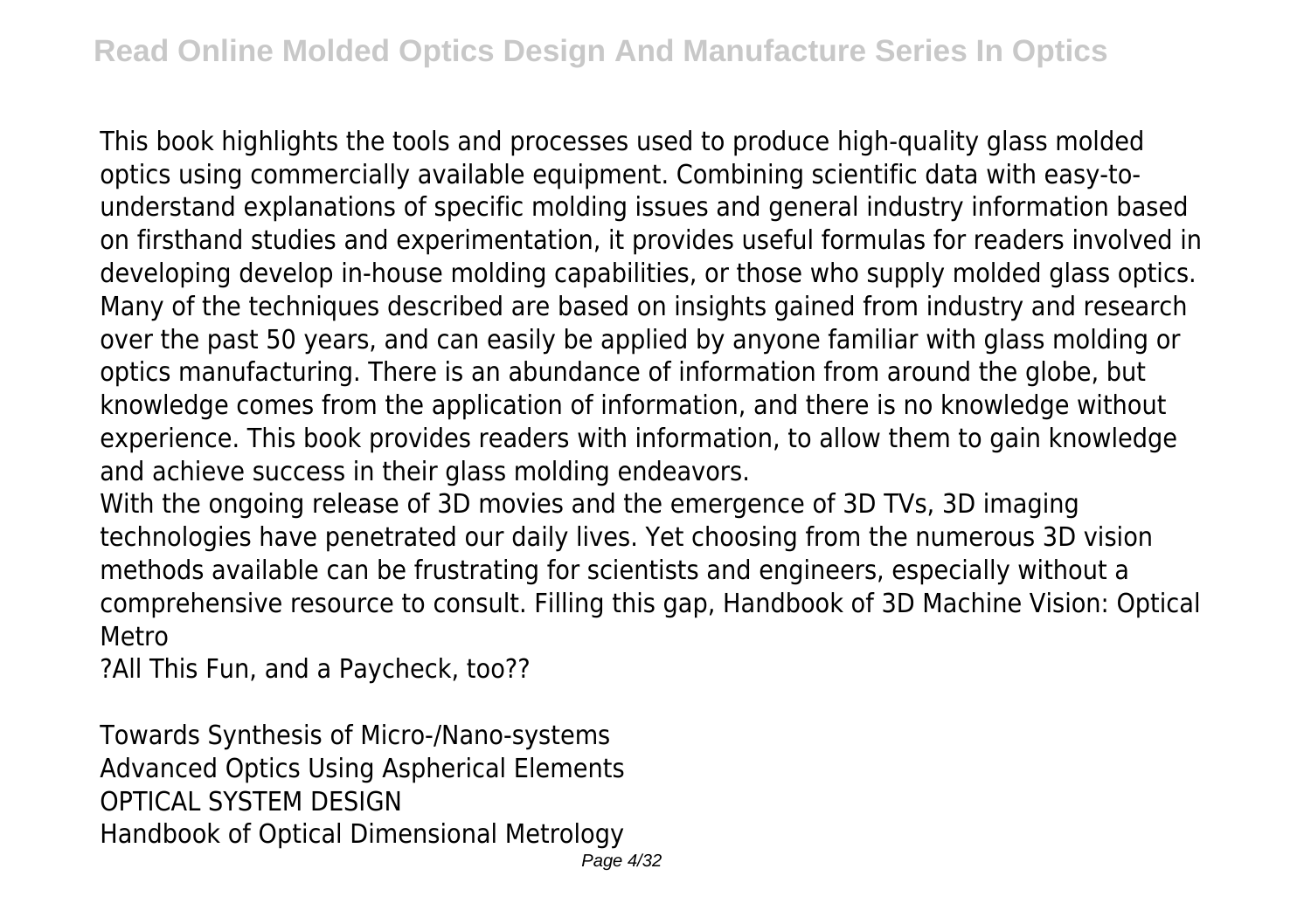This book highlights the tools and processes used to produce high-quality glass molded optics using commercially available equipment. Combining scientific data with easy-to-understand explanations of specific molding issues and general industry information based on firsthand studies and experimentation, it provides useful formulas for readers involved in developing develop in-house molding capabilities, or those who supply molded glass optics. Many of the techniques described are based on insights gained from industry and research over the past 50 years, and can easily be applied by anyone familiar with glass molding or optics manufacturing. There is an abundance of information from around the globe, but knowledge comes from the application of information, and there is no knowledge without experience. This book provides readers with information, to allow them to gain knowledge and achieve success in their glass molding endeavors.

With the ongoing release of 3D movies and the emergence of 3D TVs, 3D imaging technologies have penetrated our daily lives. Yet choosing from the numerous 3D vision methods available can be frustrating for scientists and engineers, especially without a comprehensive resource to consult. Filling this gap, Handbook of 3D Machine Vision: Optical Metro

?All This Fun, and a Paycheck, too??

Towards Synthesis of Micro-/Nano-systems
Advanced Optics Using Aspherical Elements
OPTICAL SYSTEM DESIGN
Handbook of Optical Dimensional Metrology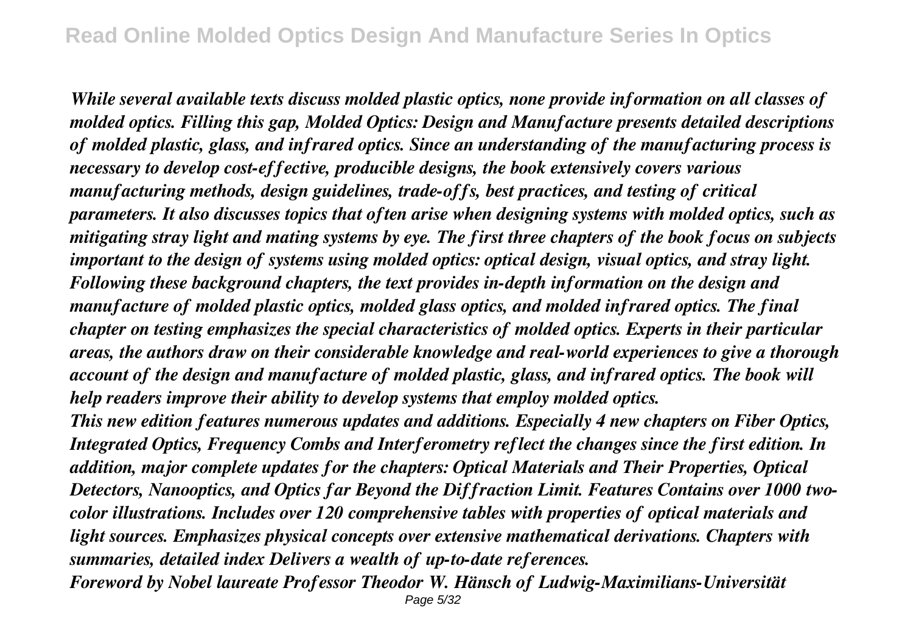*While several available texts discuss molded plastic optics, none provide information on all classes of molded optics. Filling this gap, Molded Optics: Design and Manufacture presents detailed descriptions of molded plastic, glass, and infrared optics. Since an understanding of the manufacturing process is necessary to develop cost-effective, producible designs, the book extensively covers various manufacturing methods, design guidelines, trade-offs, best practices, and testing of critical parameters. It also discusses topics that often arise when designing systems with molded optics, such as mitigating stray light and mating systems by eye. The first three chapters of the book focus on subjects important to the design of systems using molded optics: optical design, visual optics, and stray light. Following these background chapters, the text provides in-depth information on the design and manufacture of molded plastic optics, molded glass optics, and molded infrared optics. The final chapter on testing emphasizes the special characteristics of molded optics. Experts in their particular areas, the authors draw on their considerable knowledge and real-world experiences to give a thorough account of the design and manufacture of molded plastic, glass, and infrared optics. The book will help readers improve their ability to develop systems that employ molded optics.*

*This new edition features numerous updates and additions. Especially 4 new chapters on Fiber Optics, Integrated Optics, Frequency Combs and Interferometry reflect the changes since the first edition. In addition, major complete updates for the chapters: Optical Materials and Their Properties, Optical Detectors, Nanooptics, and Optics far Beyond the Diffraction Limit. Features Contains over 1000 two-color illustrations. Includes over 120 comprehensive tables with properties of optical materials and light sources. Emphasizes physical concepts over extensive mathematical derivations. Chapters with summaries, detailed index Delivers a wealth of up-to-date references.*

*Foreword by Nobel laureate Professor Theodor W. Hänsch of Ludwig-Maximilians-Universität*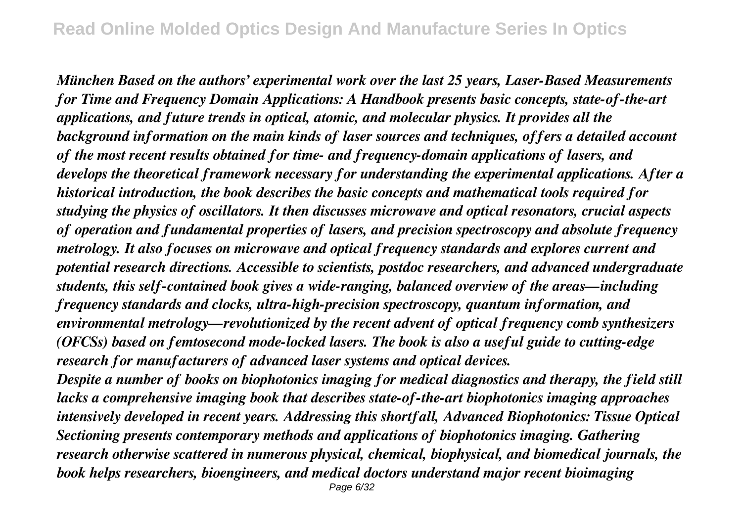*München Based on the authors' experimental work over the last 25 years, Laser-Based Measurements for Time and Frequency Domain Applications: A Handbook presents basic concepts, state-of-the-art applications, and future trends in optical, atomic, and molecular physics. It provides all the background information on the main kinds of laser sources and techniques, offers a detailed account of the most recent results obtained for time- and frequency-domain applications of lasers, and develops the theoretical framework necessary for understanding the experimental applications. After a historical introduction, the book describes the basic concepts and mathematical tools required for studying the physics of oscillators. It then discusses microwave and optical resonators, crucial aspects of operation and fundamental properties of lasers, and precision spectroscopy and absolute frequency metrology. It also focuses on microwave and optical frequency standards and explores current and potential research directions. Accessible to scientists, postdoc researchers, and advanced undergraduate students, this self-contained book gives a wide-ranging, balanced overview of the areas—including frequency standards and clocks, ultra-high-precision spectroscopy, quantum information, and environmental metrology—revolutionized by the recent advent of optical frequency comb synthesizers (OFCSs) based on femtosecond mode-locked lasers. The book is also a useful guide to cutting-edge research for manufacturers of advanced laser systems and optical devices.*

*Despite a number of books on biophotonics imaging for medical diagnostics and therapy, the field still lacks a comprehensive imaging book that describes state-of-the-art biophotonics imaging approaches intensively developed in recent years. Addressing this shortfall, Advanced Biophotonics: Tissue Optical Sectioning presents contemporary methods and applications of biophotonics imaging. Gathering research otherwise scattered in numerous physical, chemical, biophysical, and biomedical journals, the book helps researchers, bioengineers, and medical doctors understand major recent bioimaging*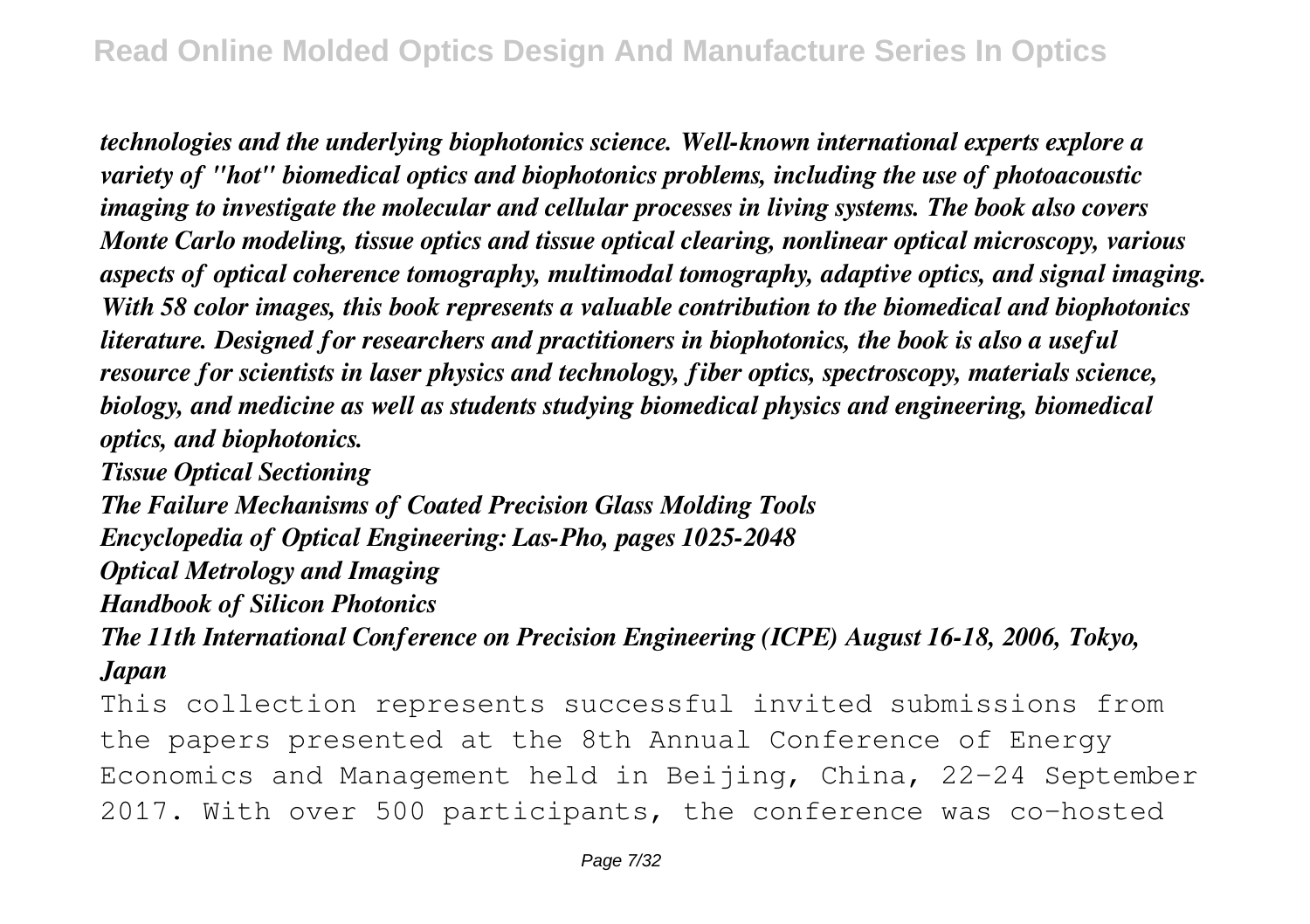*technologies and the underlying biophotonics science. Well-known international experts explore a variety of "hot" biomedical optics and biophotonics problems, including the use of photoacoustic imaging to investigate the molecular and cellular processes in living systems. The book also covers Monte Carlo modeling, tissue optics and tissue optical clearing, nonlinear optical microscopy, various aspects of optical coherence tomography, multimodal tomography, adaptive optics, and signal imaging. With 58 color images, this book represents a valuable contribution to the biomedical and biophotonics literature. Designed for researchers and practitioners in biophotonics, the book is also a useful resource for scientists in laser physics and technology, fiber optics, spectroscopy, materials science, biology, and medicine as well as students studying biomedical physics and engineering, biomedical optics, and biophotonics.*

*Tissue Optical Sectioning*

*The Failure Mechanisms of Coated Precision Glass Molding Tools*

*Encyclopedia of Optical Engineering: Las-Pho, pages 1025-2048*

*Optical Metrology and Imaging*

*Handbook of Silicon Photonics*

*The 11th International Conference on Precision Engineering (ICPE) August 16-18, 2006, Tokyo, Japan*

This collection represents successful invited submissions from the papers presented at the 8th Annual Conference of Energy Economics and Management held in Beijing, China, 22–24 September 2017. With over 500 participants, the conference was co-hosted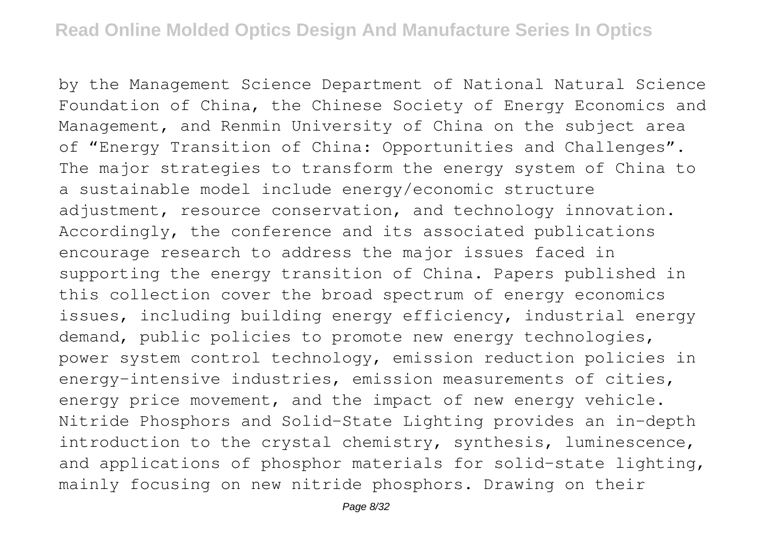by the Management Science Department of National Natural Science Foundation of China, the Chinese Society of Energy Economics and Management, and Renmin University of China on the subject area of “Energy Transition of China: Opportunities and Challenges”. The major strategies to transform the energy system of China to a sustainable model include energy/economic structure adjustment, resource conservation, and technology innovation. Accordingly, the conference and its associated publications encourage research to address the major issues faced in supporting the energy transition of China. Papers published in this collection cover the broad spectrum of energy economics issues, including building energy efficiency, industrial energy demand, public policies to promote new energy technologies, power system control technology, emission reduction policies in energy-intensive industries, emission measurements of cities, energy price movement, and the impact of new energy vehicle. Nitride Phosphors and Solid-State Lighting provides an in-depth introduction to the crystal chemistry, synthesis, luminescence, and applications of phosphor materials for solid-state lighting, mainly focusing on new nitride phosphors. Drawing on their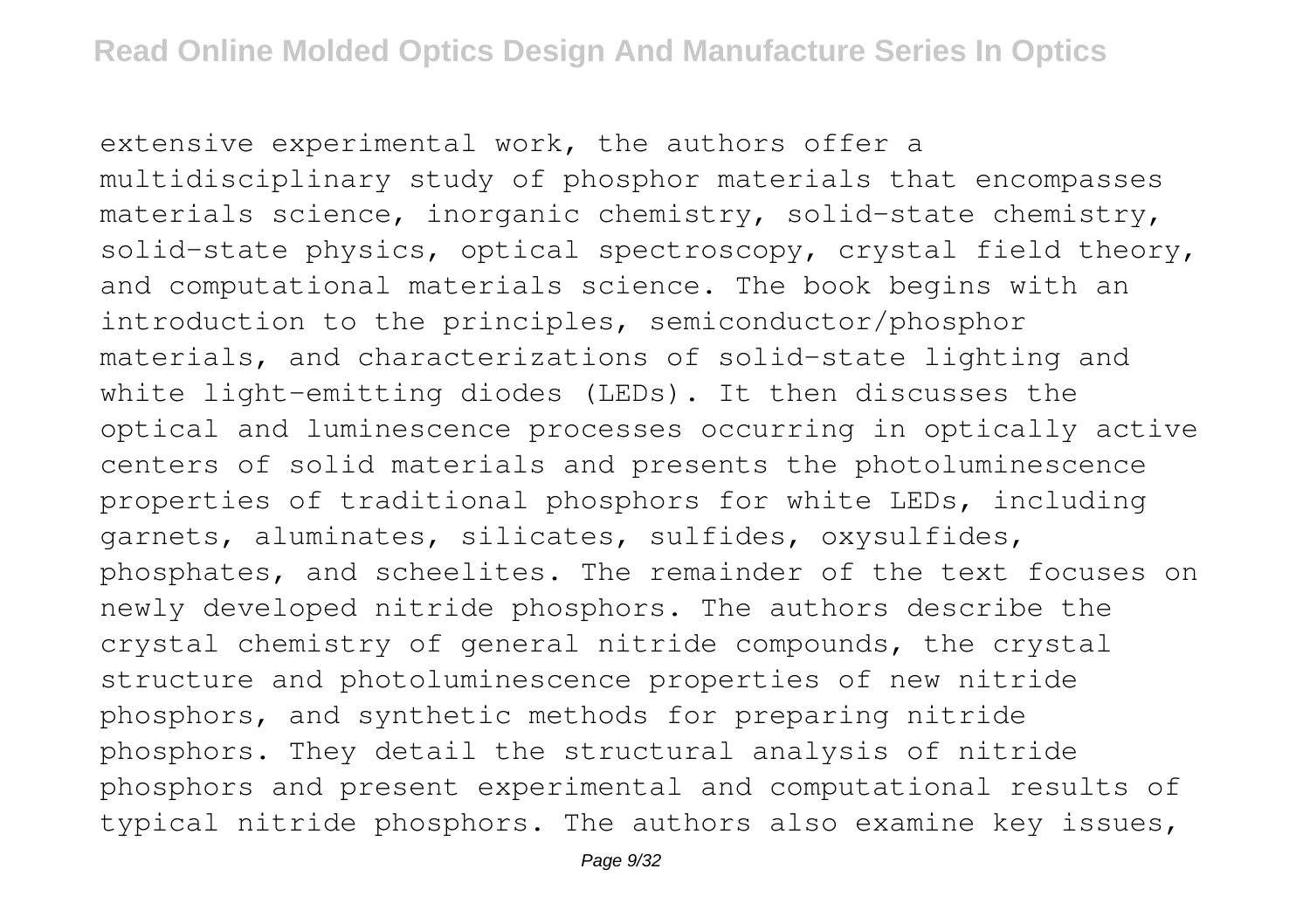extensive experimental work, the authors offer a multidisciplinary study of phosphor materials that encompasses materials science, inorganic chemistry, solid-state chemistry, solid-state physics, optical spectroscopy, crystal field theory, and computational materials science. The book begins with an introduction to the principles, semiconductor/phosphor materials, and characterizations of solid-state lighting and white light-emitting diodes (LEDs). It then discusses the optical and luminescence processes occurring in optically active centers of solid materials and presents the photoluminescence properties of traditional phosphors for white LEDs, including garnets, aluminates, silicates, sulfides, oxysulfides, phosphates, and scheelites. The remainder of the text focuses on newly developed nitride phosphors. The authors describe the crystal chemistry of general nitride compounds, the crystal structure and photoluminescence properties of new nitride phosphors, and synthetic methods for preparing nitride phosphors. They detail the structural analysis of nitride phosphors and present experimental and computational results of typical nitride phosphors. The authors also examine key issues,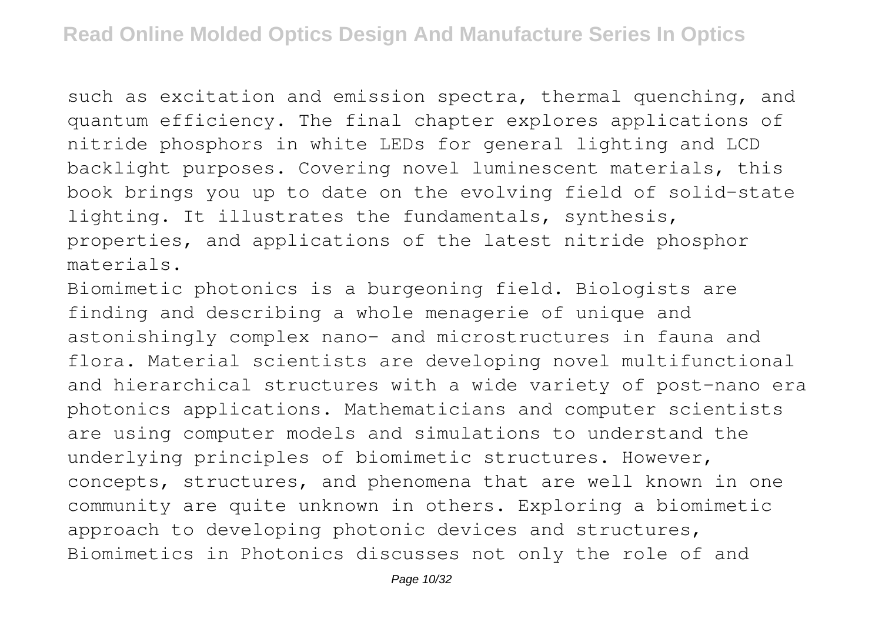such as excitation and emission spectra, thermal quenching, and quantum efficiency. The final chapter explores applications of nitride phosphors in white LEDs for general lighting and LCD backlight purposes. Covering novel luminescent materials, this book brings you up to date on the evolving field of solid-state lighting. It illustrates the fundamentals, synthesis, properties, and applications of the latest nitride phosphor materials.

Biomimetic photonics is a burgeoning field. Biologists are finding and describing a whole menagerie of unique and astonishingly complex nano- and microstructures in fauna and flora. Material scientists are developing novel multifunctional and hierarchical structures with a wide variety of post-nano era photonics applications. Mathematicians and computer scientists are using computer models and simulations to understand the underlying principles of biomimetic structures. However, concepts, structures, and phenomena that are well known in one community are quite unknown in others. Exploring a biomimetic approach to developing photonic devices and structures, Biomimetics in Photonics discusses not only the role of and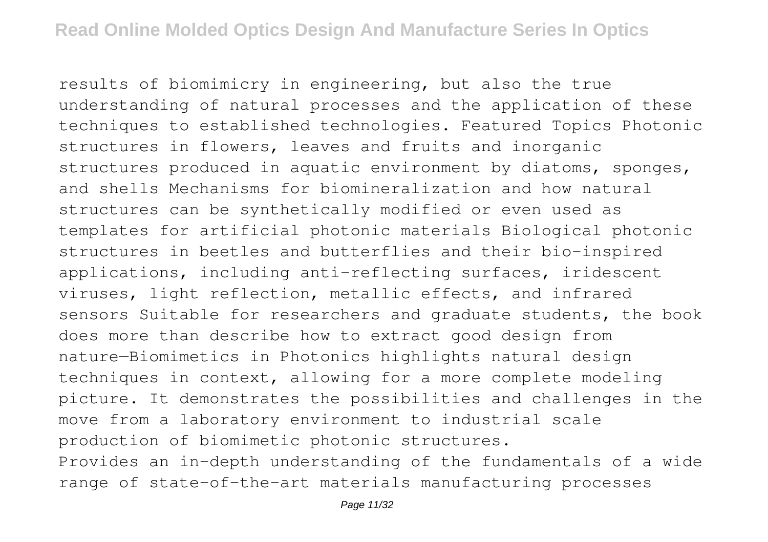results of biomimicry in engineering, but also the true understanding of natural processes and the application of these techniques to established technologies. Featured Topics Photonic structures in flowers, leaves and fruits and inorganic structures produced in aquatic environment by diatoms, sponges, and shells Mechanisms for biomineralization and how natural structures can be synthetically modified or even used as templates for artificial photonic materials Biological photonic structures in beetles and butterflies and their bio-inspired applications, including anti-reflecting surfaces, iridescent viruses, light reflection, metallic effects, and infrared sensors Suitable for researchers and graduate students, the book does more than describe how to extract good design from nature—Biomimetics in Photonics highlights natural design techniques in context, allowing for a more complete modeling picture. It demonstrates the possibilities and challenges in the move from a laboratory environment to industrial scale production of biomimetic photonic structures.

Provides an in-depth understanding of the fundamentals of a wide range of state-of-the-art materials manufacturing processes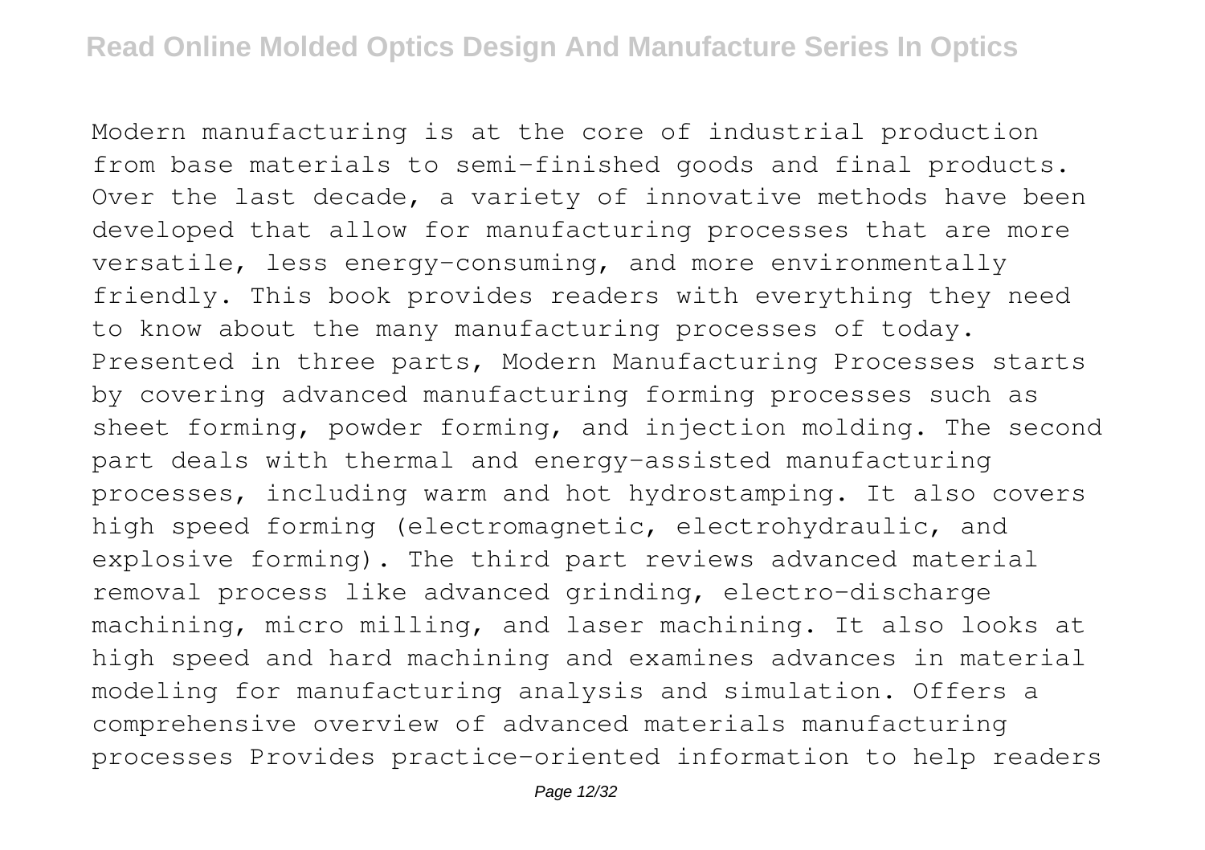Modern manufacturing is at the core of industrial production from base materials to semi-finished goods and final products. Over the last decade, a variety of innovative methods have been developed that allow for manufacturing processes that are more versatile, less energy-consuming, and more environmentally friendly. This book provides readers with everything they need to know about the many manufacturing processes of today. Presented in three parts, Modern Manufacturing Processes starts by covering advanced manufacturing forming processes such as sheet forming, powder forming, and injection molding. The second part deals with thermal and energy-assisted manufacturing processes, including warm and hot hydrostamping. It also covers high speed forming (electromagnetic, electrohydraulic, and explosive forming). The third part reviews advanced material removal process like advanced grinding, electro-discharge machining, micro milling, and laser machining. It also looks at high speed and hard machining and examines advances in material modeling for manufacturing analysis and simulation. Offers a comprehensive overview of advanced materials manufacturing processes Provides practice-oriented information to help readers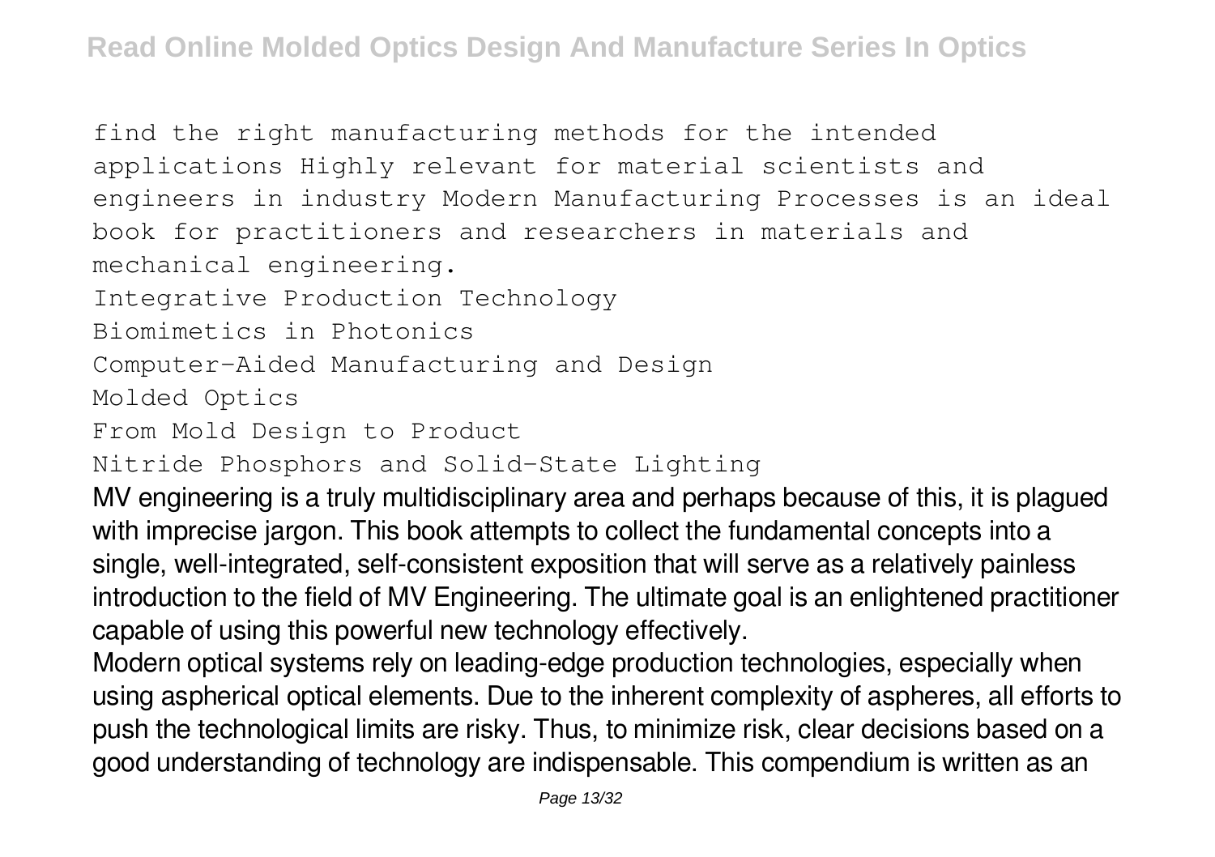find the right manufacturing methods for the intended applications Highly relevant for material scientists and engineers in industry Modern Manufacturing Processes is an ideal book for practitioners and researchers in materials and mechanical engineering.

Integrative Production Technology

Biomimetics in Photonics

Computer-Aided Manufacturing and Design

Molded Optics

From Mold Design to Product

Nitride Phosphors and Solid-State Lighting

MV engineering is a truly multidisciplinary area and perhaps because of this, it is plagued with imprecise jargon. This book attempts to collect the fundamental concepts into a single, well-integrated, self-consistent exposition that will serve as a relatively painless introduction to the field of MV Engineering. The ultimate goal is an enlightened practitioner capable of using this powerful new technology effectively.

Modern optical systems rely on leading-edge production technologies, especially when using aspherical optical elements. Due to the inherent complexity of aspheres, all efforts to push the technological limits are risky. Thus, to minimize risk, clear decisions based on a good understanding of technology are indispensable. This compendium is written as an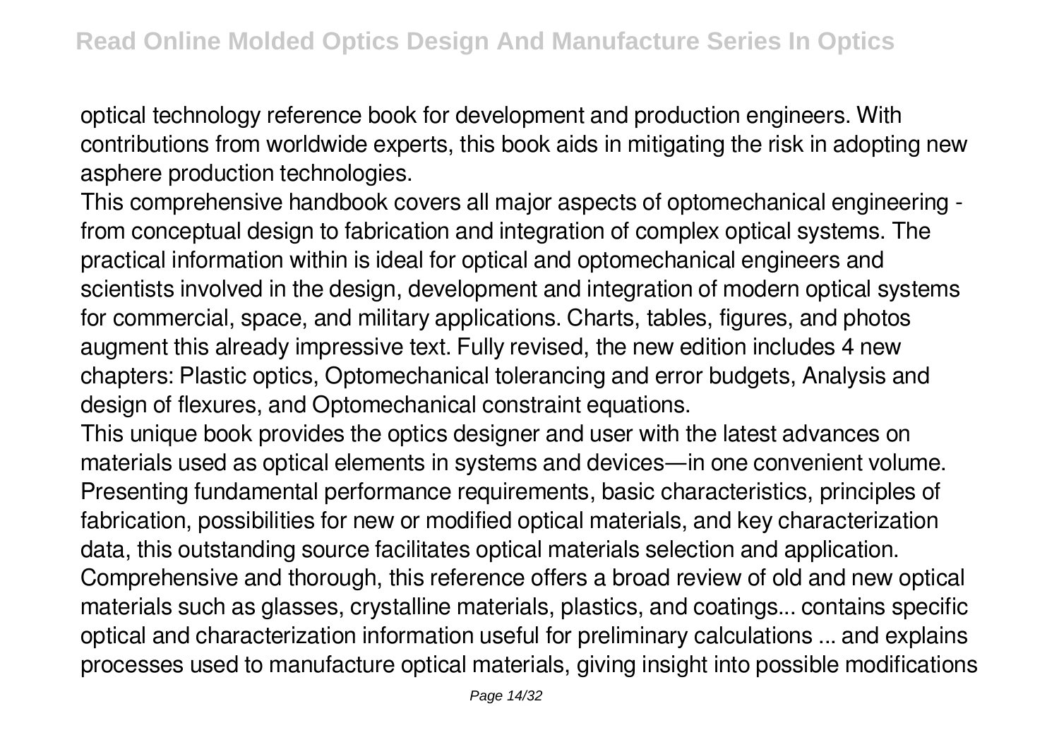optical technology reference book for development and production engineers. With contributions from worldwide experts, this book aids in mitigating the risk in adopting new asphere production technologies.

This comprehensive handbook covers all major aspects of optomechanical engineering - from conceptual design to fabrication and integration of complex optical systems. The practical information within is ideal for optical and optomechanical engineers and scientists involved in the design, development and integration of modern optical systems for commercial, space, and military applications. Charts, tables, figures, and photos augment this already impressive text. Fully revised, the new edition includes 4 new chapters: Plastic optics, Optomechanical tolerancing and error budgets, Analysis and design of flexures, and Optomechanical constraint equations.

This unique book provides the optics designer and user with the latest advances on materials used as optical elements in systems and devices—in one convenient volume. Presenting fundamental performance requirements, basic characteristics, principles of fabrication, possibilities for new or modified optical materials, and key characterization data, this outstanding source facilitates optical materials selection and application. Comprehensive and thorough, this reference offers a broad review of old and new optical materials such as glasses, crystalline materials, plastics, and coatings... contains specific optical and characterization information useful for preliminary calculations ... and explains processes used to manufacture optical materials, giving insight into possible modifications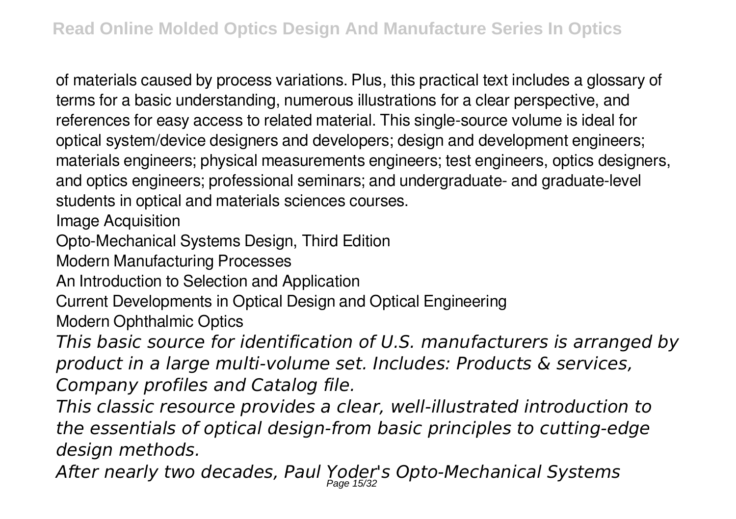of materials caused by process variations. Plus, this practical text includes a glossary of terms for a basic understanding, numerous illustrations for a clear perspective, and references for easy access to related material. This single-source volume is ideal for optical system/device designers and developers; design and development engineers; materials engineers; physical measurements engineers; test engineers, optics designers, and optics engineers; professional seminars; and undergraduate- and graduate-level students in optical and materials sciences courses.

Image Acquisition

Opto-Mechanical Systems Design, Third Edition

Modern Manufacturing Processes

An Introduction to Selection and Application

Current Developments in Optical Design and Optical Engineering

Modern Ophthalmic Optics

*This basic source for identification of U.S. manufacturers is arranged by product in a large multi-volume set. Includes: Products & services, Company profiles and Catalog file.*

*This classic resource provides a clear, well-illustrated introduction to the essentials of optical design-from basic principles to cutting-edge design methods.*

*After nearly two decades, Paul Yoder's Opto-Mechanical Systems*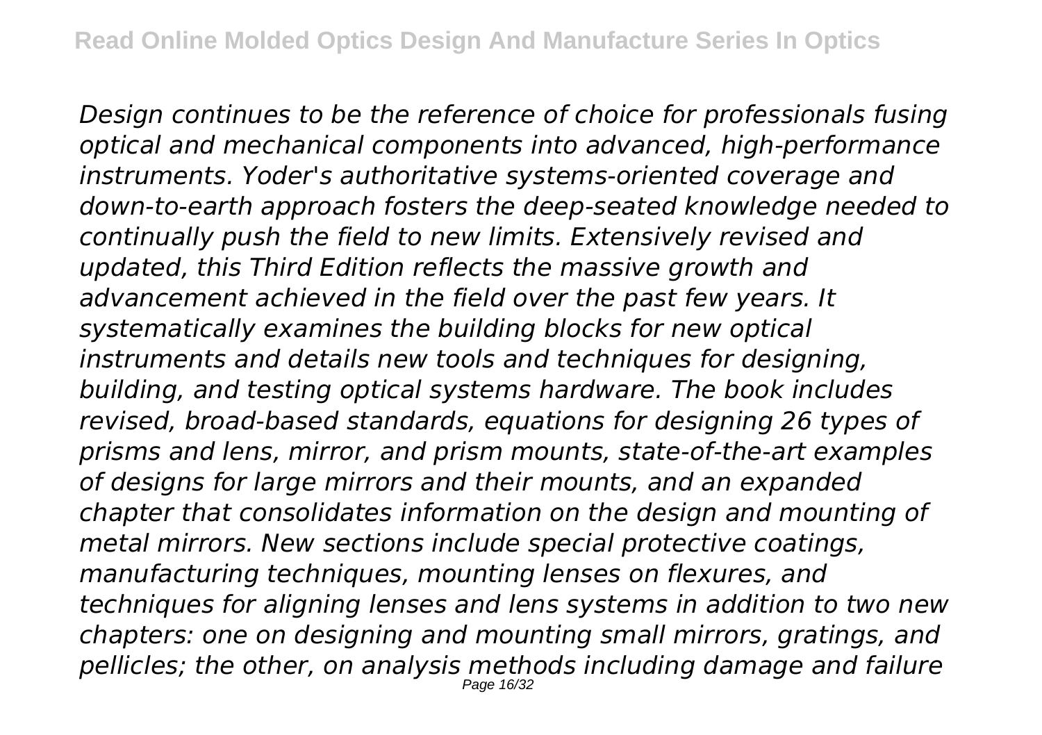*Design continues to be the reference of choice for professionals fusing optical and mechanical components into advanced, high-performance instruments. Yoder's authoritative systems-oriented coverage and down-to-earth approach fosters the deep-seated knowledge needed to continually push the field to new limits. Extensively revised and updated, this Third Edition reflects the massive growth and advancement achieved in the field over the past few years. It systematically examines the building blocks for new optical instruments and details new tools and techniques for designing, building, and testing optical systems hardware. The book includes revised, broad-based standards, equations for designing 26 types of prisms and lens, mirror, and prism mounts, state-of-the-art examples of designs for large mirrors and their mounts, and an expanded chapter that consolidates information on the design and mounting of metal mirrors. New sections include special protective coatings, manufacturing techniques, mounting lenses on flexures, and techniques for aligning lenses and lens systems in addition to two new chapters: one on designing and mounting small mirrors, gratings, and pellicles; the other, on analysis methods including damage and failure*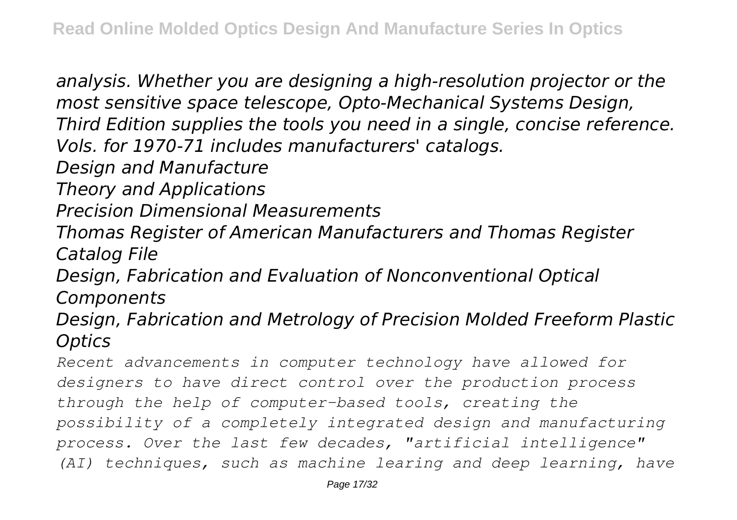*analysis. Whether you are designing a high-resolution projector or the most sensitive space telescope, Opto-Mechanical Systems Design, Third Edition supplies the tools you need in a single, concise reference.*
*Vols. for 1970-71 includes manufacturers' catalogs.*

*Design and Manufacture*

*Theory and Applications*

*Precision Dimensional Measurements*

*Thomas Register of American Manufacturers and Thomas Register Catalog File*

*Design, Fabrication and Evaluation of Nonconventional Optical Components*

*Design, Fabrication and Metrology of Precision Molded Freeform Plastic Optics*

*Recent advancements in computer technology have allowed for designers to have direct control over the production process through the help of computer-based tools, creating the possibility of a completely integrated design and manufacturing process. Over the last few decades, "artificial intelligence" (AI) techniques, such as machine learing and deep learning, have*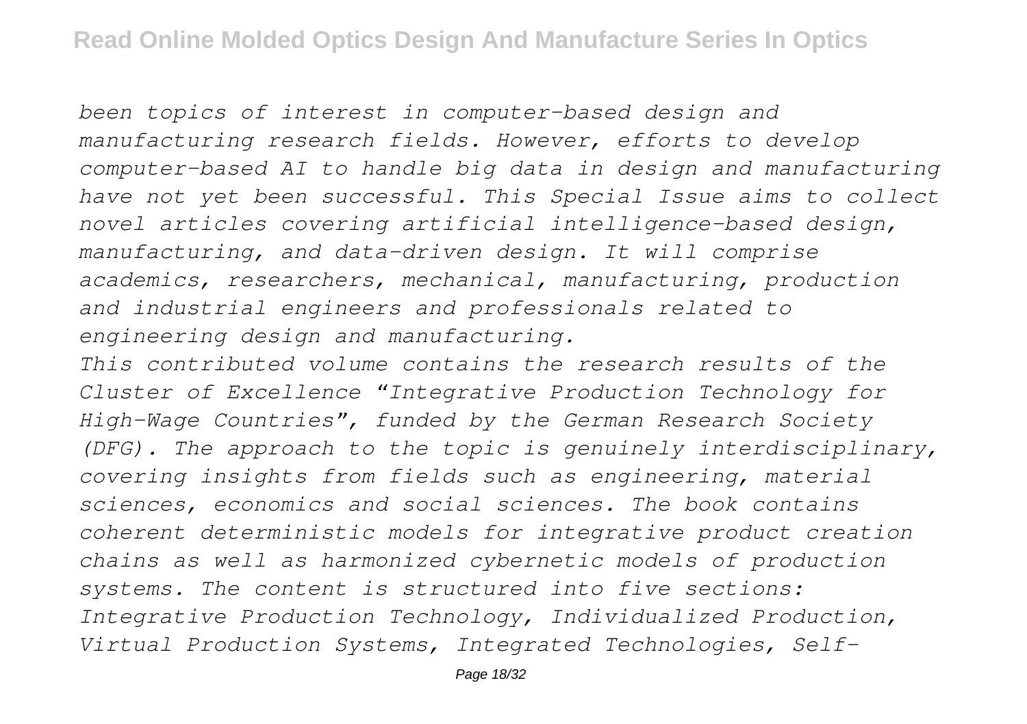*been topics of interest in computer-based design and manufacturing research fields. However, efforts to develop computer-based AI to handle big data in design and manufacturing have not yet been successful. This Special Issue aims to collect novel articles covering artificial intelligence-based design, manufacturing, and data-driven design. It will comprise academics, researchers, mechanical, manufacturing, production and industrial engineers and professionals related to engineering design and manufacturing.*

*This contributed volume contains the research results of the Cluster of Excellence "Integrative Production Technology for High-Wage Countries", funded by the German Research Society (DFG). The approach to the topic is genuinely interdisciplinary, covering insights from fields such as engineering, material sciences, economics and social sciences. The book contains coherent deterministic models for integrative product creation chains as well as harmonized cybernetic models of production systems. The content is structured into five sections: Integrative Production Technology, Individualized Production, Virtual Production Systems, Integrated Technologies, Self-*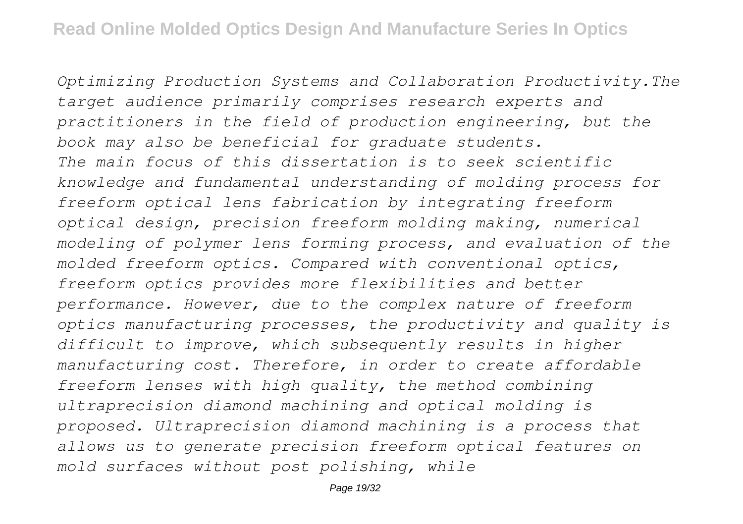*Optimizing Production Systems and Collaboration Productivity.The target audience primarily comprises research experts and practitioners in the field of production engineering, but the book may also be beneficial for graduate students.*

*The main focus of this dissertation is to seek scientific knowledge and fundamental understanding of molding process for freeform optical lens fabrication by integrating freeform optical design, precision freeform molding making, numerical modeling of polymer lens forming process, and evaluation of the molded freeform optics. Compared with conventional optics, freeform optics provides more flexibilities and better performance. However, due to the complex nature of freeform optics manufacturing processes, the productivity and quality is difficult to improve, which subsequently results in higher manufacturing cost. Therefore, in order to create affordable freeform lenses with high quality, the method combining ultraprecision diamond machining and optical molding is proposed. Ultraprecision diamond machining is a process that allows us to generate precision freeform optical features on mold surfaces without post polishing, while*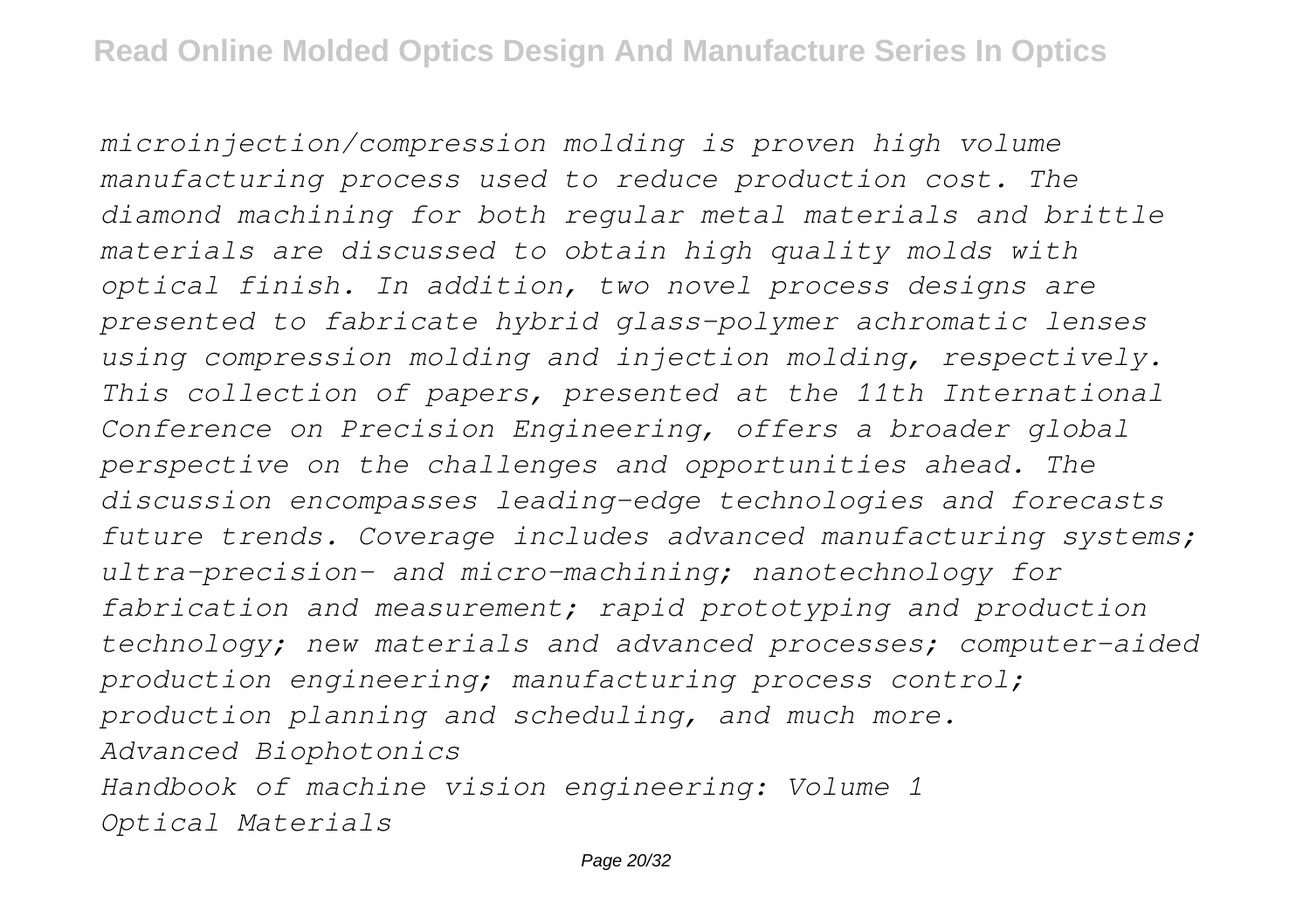*microinjection/compression molding is proven high volume manufacturing process used to reduce production cost. The diamond machining for both regular metal materials and brittle materials are discussed to obtain high quality molds with optical finish. In addition, two novel process designs are presented to fabricate hybrid glass-polymer achromatic lenses using compression molding and injection molding, respectively. This collection of papers, presented at the 11th International Conference on Precision Engineering, offers a broader global perspective on the challenges and opportunities ahead. The discussion encompasses leading-edge technologies and forecasts future trends. Coverage includes advanced manufacturing systems; ultra-precision- and micro-machining; nanotechnology for fabrication and measurement; rapid prototyping and production technology; new materials and advanced processes; computer-aided production engineering; manufacturing process control; production planning and scheduling, and much more.*

*Advanced Biophotonics*

*Handbook of machine vision engineering: Volume 1*

*Optical Materials*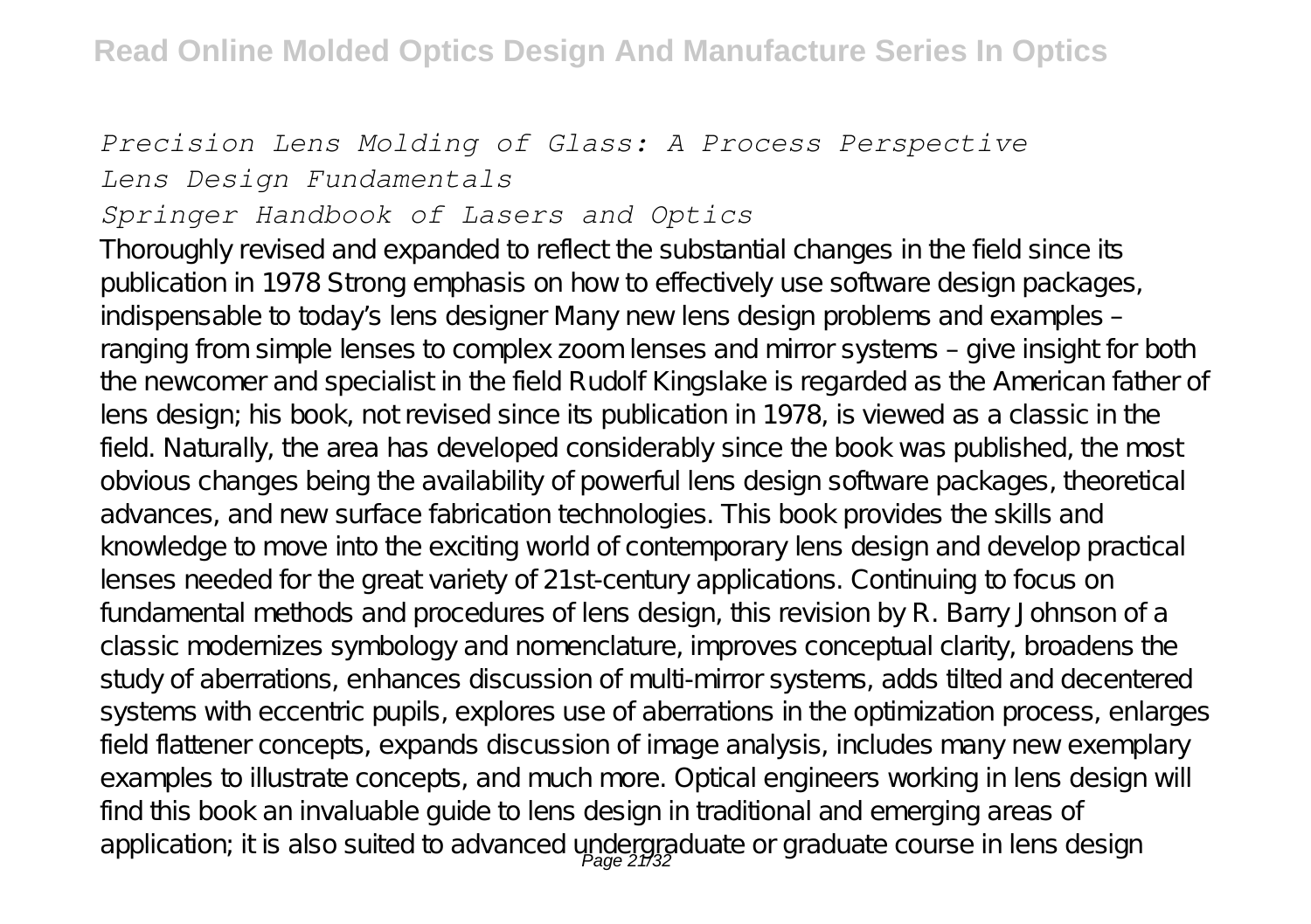*Precision Lens Molding of Glass: A Process Perspective*

*Lens Design Fundamentals*

*Springer Handbook of Lasers and Optics*

Thoroughly revised and expanded to reflect the substantial changes in the field since its publication in 1978 Strong emphasis on how to effectively use software design packages, indispensable to today's lens designer Many new lens design problems and examples – ranging from simple lenses to complex zoom lenses and mirror systems – give insight for both the newcomer and specialist in the field Rudolf Kingslake is regarded as the American father of lens design; his book, not revised since its publication in 1978, is viewed as a classic in the field. Naturally, the area has developed considerably since the book was published, the most obvious changes being the availability of powerful lens design software packages, theoretical advances, and new surface fabrication technologies. This book provides the skills and knowledge to move into the exciting world of contemporary lens design and develop practical lenses needed for the great variety of 21st-century applications. Continuing to focus on fundamental methods and procedures of lens design, this revision by R. Barry Johnson of a classic modernizes symbology and nomenclature, improves conceptual clarity, broadens the study of aberrations, enhances discussion of multi-mirror systems, adds tilted and decentered systems with eccentric pupils, explores use of aberrations in the optimization process, enlarges field flattener concepts, expands discussion of image analysis, includes many new exemplary examples to illustrate concepts, and much more. Optical engineers working in lens design will find this book an invaluable guide to lens design in traditional and emerging areas of application; it is also suited to advanced undergraduate or graduate course in lens design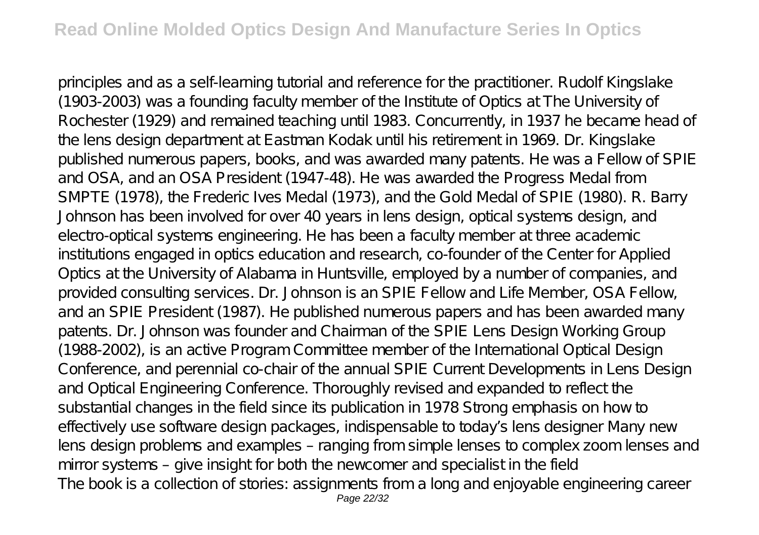principles and as a self-learning tutorial and reference for the practitioner. Rudolf Kingslake (1903-2003) was a founding faculty member of the Institute of Optics at The University of Rochester (1929) and remained teaching until 1983. Concurrently, in 1937 he became head of the lens design department at Eastman Kodak until his retirement in 1969. Dr. Kingslake published numerous papers, books, and was awarded many patents. He was a Fellow of SPIE and OSA, and an OSA President (1947-48). He was awarded the Progress Medal from SMPTE (1978), the Frederic Ives Medal (1973), and the Gold Medal of SPIE (1980). R. Barry Johnson has been involved for over 40 years in lens design, optical systems design, and electro-optical systems engineering. He has been a faculty member at three academic institutions engaged in optics education and research, co-founder of the Center for Applied Optics at the University of Alabama in Huntsville, employed by a number of companies, and provided consulting services. Dr. Johnson is an SPIE Fellow and Life Member, OSA Fellow, and an SPIE President (1987). He published numerous papers and has been awarded many patents. Dr. Johnson was founder and Chairman of the SPIE Lens Design Working Group (1988-2002), is an active Program Committee member of the International Optical Design Conference, and perennial co-chair of the annual SPIE Current Developments in Lens Design and Optical Engineering Conference. Thoroughly revised and expanded to reflect the substantial changes in the field since its publication in 1978 Strong emphasis on how to effectively use software design packages, indispensable to today's lens designer Many new lens design problems and examples – ranging from simple lenses to complex zoom lenses and mirror systems – give insight for both the newcomer and specialist in the field

The book is a collection of stories: assignments from a long and enjoyable engineering career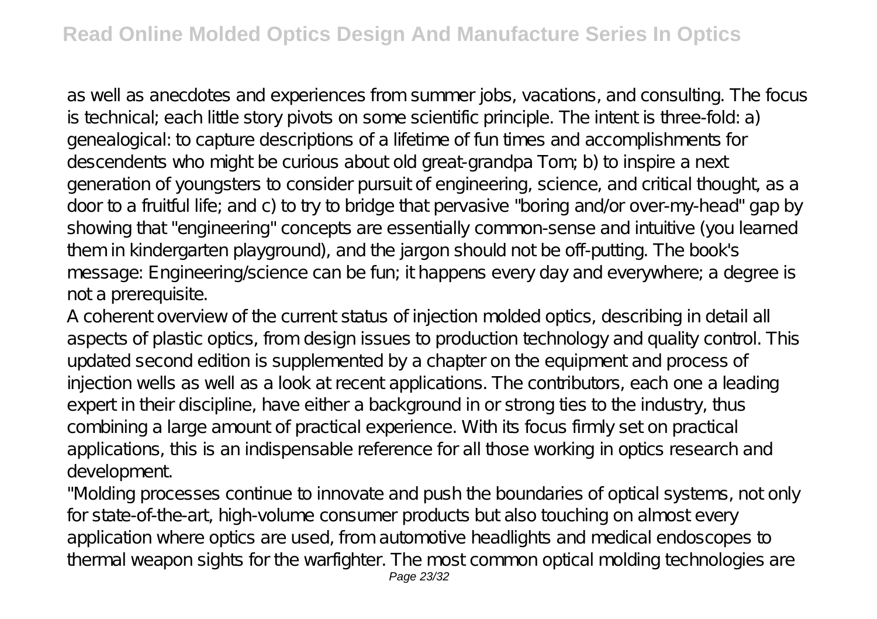as well as anecdotes and experiences from summer jobs, vacations, and consulting. The focus is technical; each little story pivots on some scientific principle. The intent is three-fold: a) genealogical: to capture descriptions of a lifetime of fun times and accomplishments for descendents who might be curious about old great-grandpa Tom; b) to inspire a next generation of youngsters to consider pursuit of engineering, science, and critical thought, as a door to a fruitful life; and c) to try to bridge that pervasive "boring and/or over-my-head" gap by showing that "engineering" concepts are essentially common-sense and intuitive (you learned them in kindergarten playground), and the jargon should not be off-putting. The book's message: Engineering/science can be fun; it happens every day and everywhere; a degree is not a prerequisite.

A coherent overview of the current status of injection molded optics, describing in detail all aspects of plastic optics, from design issues to production technology and quality control. This updated second edition is supplemented by a chapter on the equipment and process of injection wells as well as a look at recent applications. The contributors, each one a leading expert in their discipline, have either a background in or strong ties to the industry, thus combining a large amount of practical experience. With its focus firmly set on practical applications, this is an indispensable reference for all those working in optics research and development.

"Molding processes continue to innovate and push the boundaries of optical systems, not only for state-of-the-art, high-volume consumer products but also touching on almost every application where optics are used, from automotive headlights and medical endoscopes to thermal weapon sights for the warfighter. The most common optical molding technologies are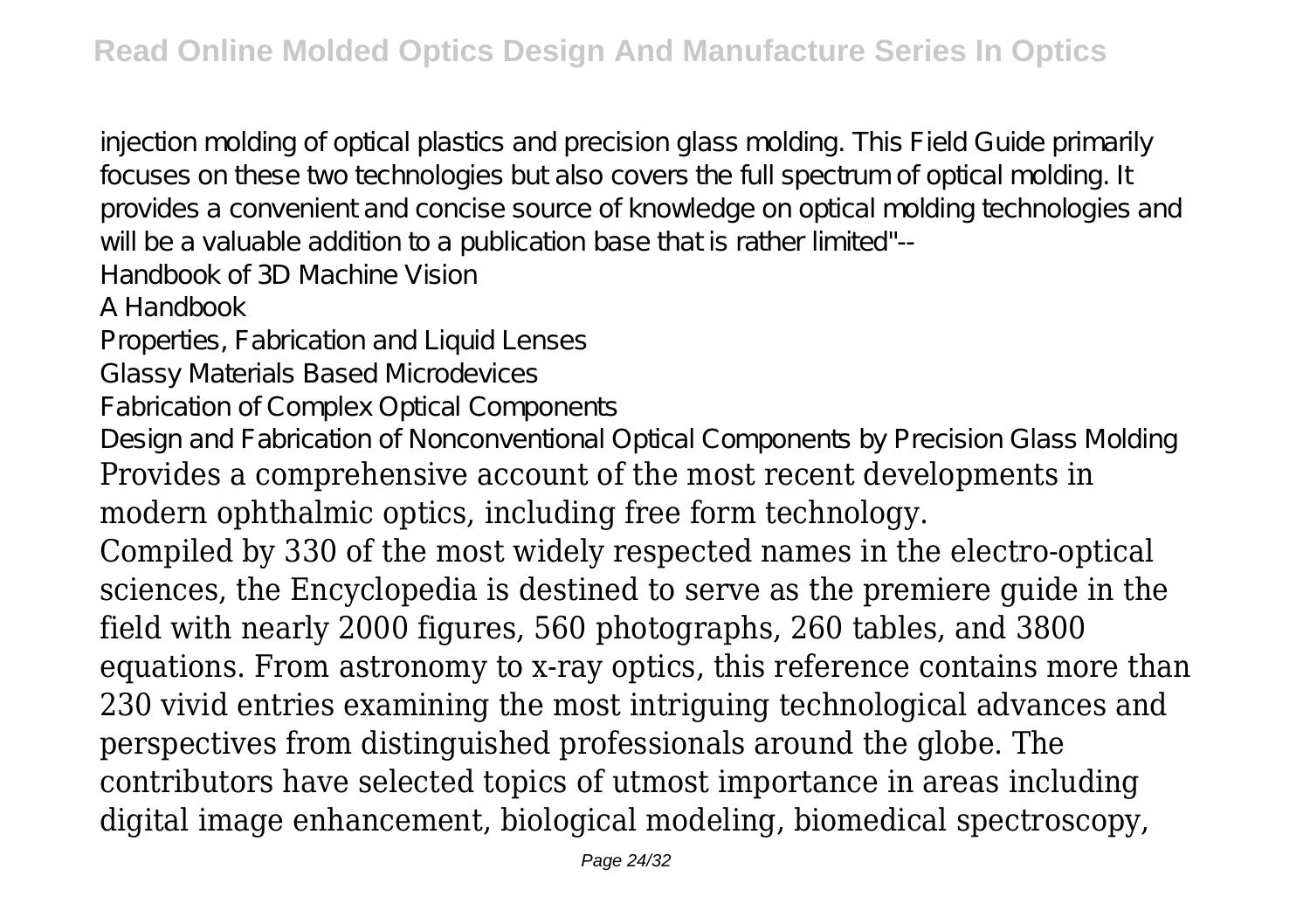injection molding of optical plastics and precision glass molding. This Field Guide primarily focuses on these two technologies but also covers the full spectrum of optical molding. It provides a convenient and concise source of knowledge on optical molding technologies and will be a valuable addition to a publication base that is rather limited"--

Handbook of 3D Machine Vision

A Handbook

Properties, Fabrication and Liquid Lenses

Glassy Materials Based Microdevices

Fabrication of Complex Optical Components

Design and Fabrication of Nonconventional Optical Components by Precision Glass Molding

Provides a comprehensive account of the most recent developments in modern ophthalmic optics, including free form technology.

Compiled by 330 of the most widely respected names in the electro-optical sciences, the Encyclopedia is destined to serve as the premiere guide in the field with nearly 2000 figures, 560 photographs, 260 tables, and 3800 equations. From astronomy to x-ray optics, this reference contains more than 230 vivid entries examining the most intriguing technological advances and perspectives from distinguished professionals around the globe. The contributors have selected topics of utmost importance in areas including digital image enhancement, biological modeling, biomedical spectroscopy,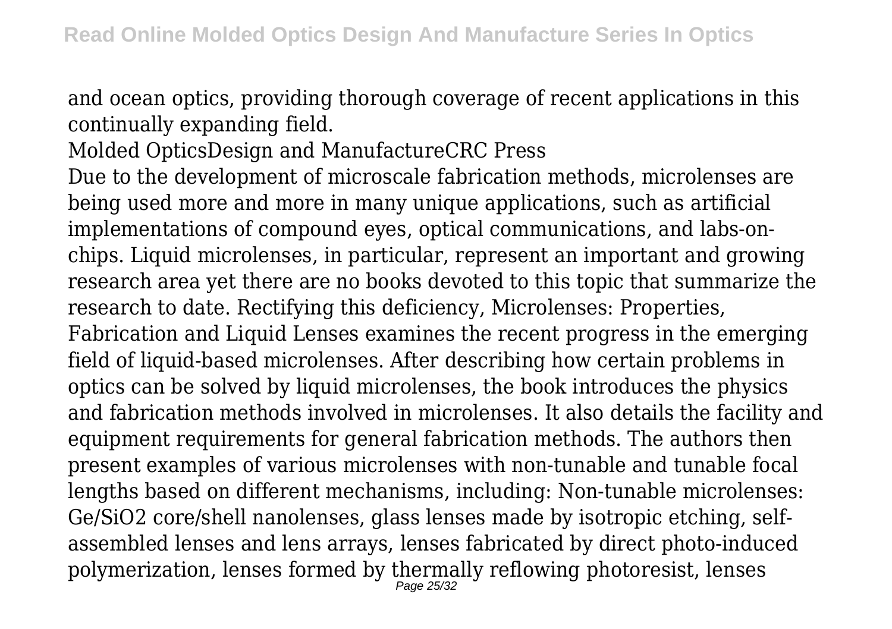and ocean optics, providing thorough coverage of recent applications in this continually expanding field.

Molded OpticsDesign and ManufactureCRC Press

Due to the development of microscale fabrication methods, microlenses are being used more and more in many unique applications, such as artificial implementations of compound eyes, optical communications, and labs-on-chips. Liquid microlenses, in particular, represent an important and growing research area yet there are no books devoted to this topic that summarize the research to date. Rectifying this deficiency, Microlenses: Properties, Fabrication and Liquid Lenses examines the recent progress in the emerging field of liquid-based microlenses. After describing how certain problems in optics can be solved by liquid microlenses, the book introduces the physics and fabrication methods involved in microlenses. It also details the facility and equipment requirements for general fabrication methods. The authors then present examples of various microlenses with non-tunable and tunable focal lengths based on different mechanisms, including: Non-tunable microlenses: Ge/$SiO_2$ core/shell nanolenses, glass lenses made by isotropic etching, self-assembled lenses and lens arrays, lenses fabricated by direct photo-induced polymerization, lenses formed by thermally reflowing photoresist, lenses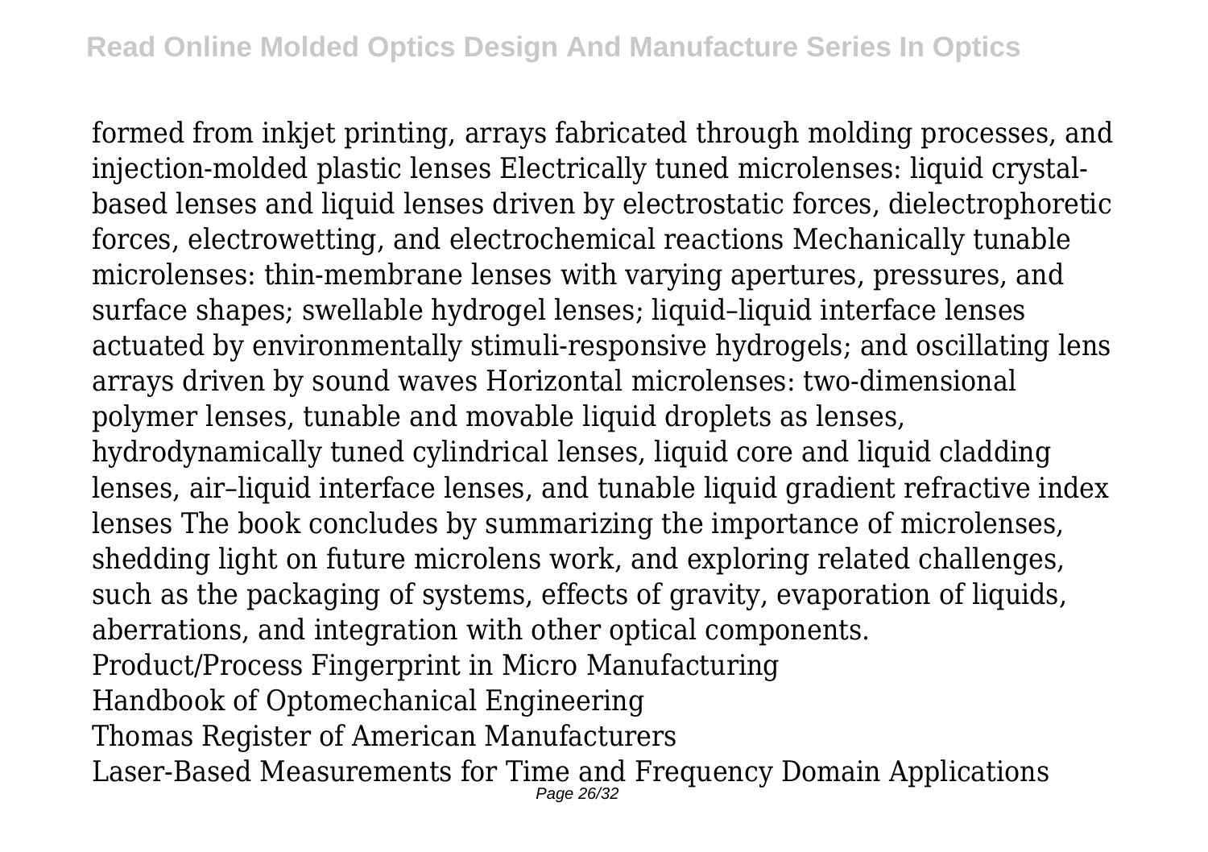formed from inkjet printing, arrays fabricated through molding processes, and injection-molded plastic lenses Electrically tuned microlenses: liquid crystal-based lenses and liquid lenses driven by electrostatic forces, dielectrophoretic forces, electrowetting, and electrochemical reactions Mechanically tunable microlenses: thin-membrane lenses with varying apertures, pressures, and surface shapes; swellable hydrogel lenses; liquid–liquid interface lenses actuated by environmentally stimuli-responsive hydrogels; and oscillating lens arrays driven by sound waves Horizontal microlenses: two-dimensional polymer lenses, tunable and movable liquid droplets as lenses, hydrodynamically tuned cylindrical lenses, liquid core and liquid cladding lenses, air–liquid interface lenses, and tunable liquid gradient refractive index lenses The book concludes by summarizing the importance of microlenses, shedding light on future microlens work, and exploring related challenges, such as the packaging of systems, effects of gravity, evaporation of liquids, aberrations, and integration with other optical components.

Product/Process Fingerprint in Micro Manufacturing

Handbook of Optomechanical Engineering

Thomas Register of American Manufacturers

Laser-Based Measurements for Time and Frequency Domain Applications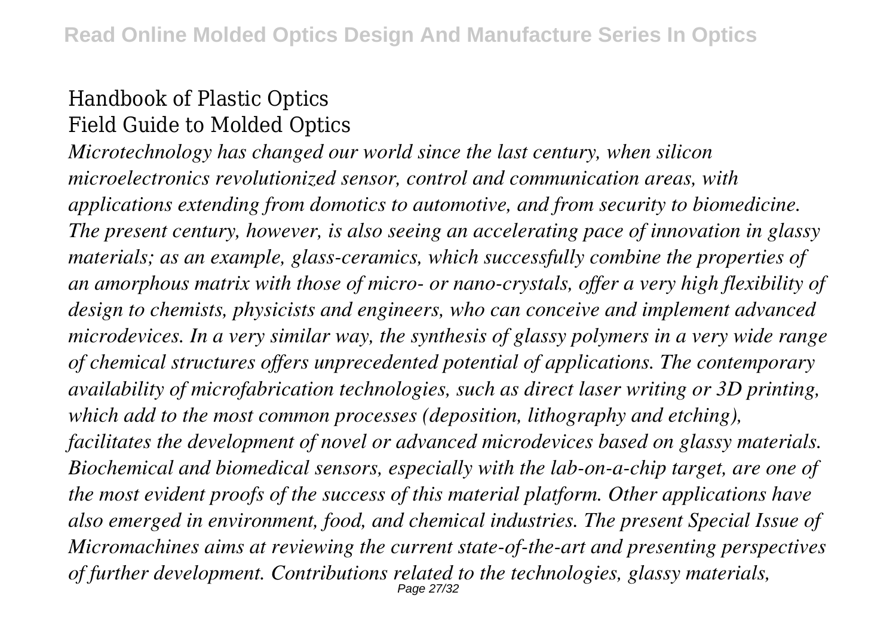Handbook of Plastic Optics
Field Guide to Molded Optics

*Microtechnology has changed our world since the last century, when silicon microelectronics revolutionized sensor, control and communication areas, with applications extending from domotics to automotive, and from security to biomedicine. The present century, however, is also seeing an accelerating pace of innovation in glassy materials; as an example, glass-ceramics, which successfully combine the properties of an amorphous matrix with those of micro- or nano-crystals, offer a very high flexibility of design to chemists, physicists and engineers, who can conceive and implement advanced microdevices. In a very similar way, the synthesis of glassy polymers in a very wide range of chemical structures offers unprecedented potential of applications. The contemporary availability of microfabrication technologies, such as direct laser writing or 3D printing, which add to the most common processes (deposition, lithography and etching), facilitates the development of novel or advanced microdevices based on glassy materials. Biochemical and biomedical sensors, especially with the lab-on-a-chip target, are one of the most evident proofs of the success of this material platform. Other applications have also emerged in environment, food, and chemical industries. The present Special Issue of Micromachines aims at reviewing the current state-of-the-art and presenting perspectives of further development. Contributions related to the technologies, glassy materials,*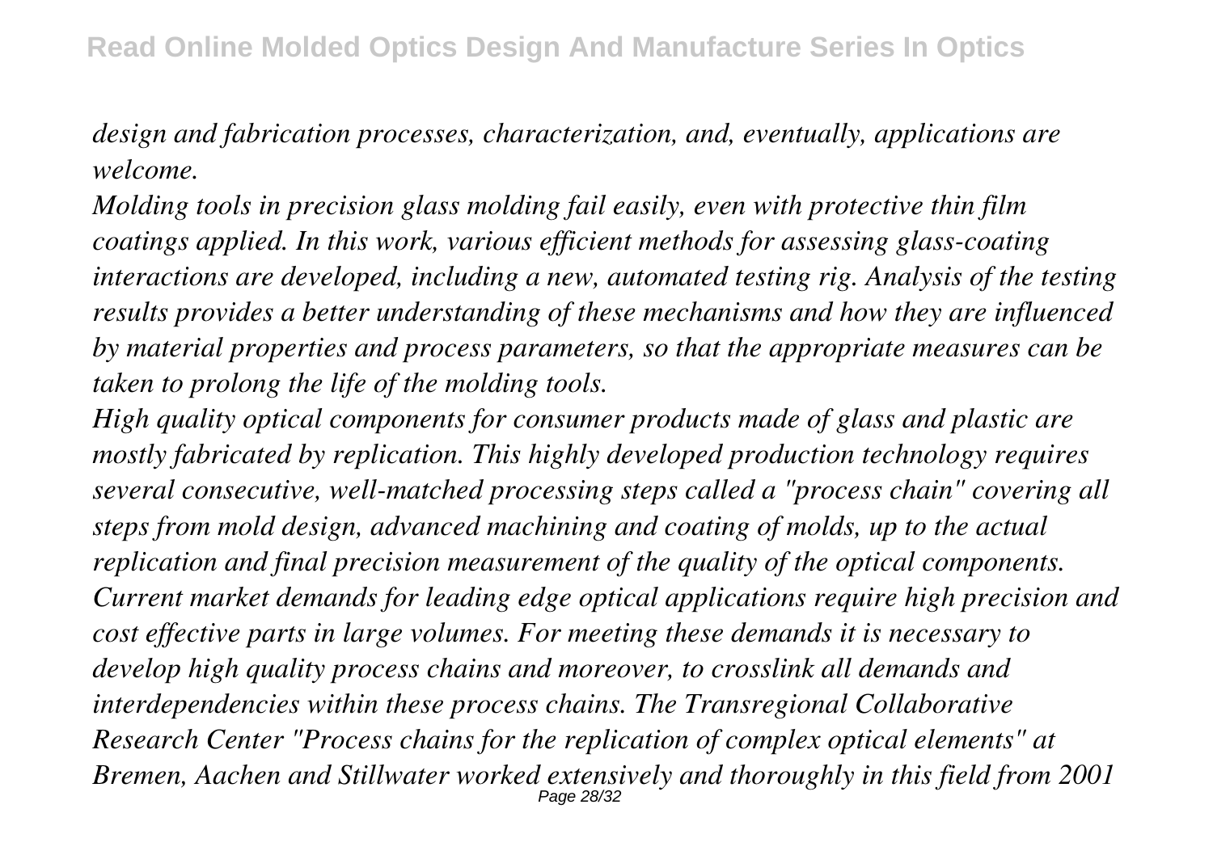*design and fabrication processes, characterization, and, eventually, applications are welcome.*

*Molding tools in precision glass molding fail easily, even with protective thin film coatings applied. In this work, various efficient methods for assessing glass-coating interactions are developed, including a new, automated testing rig. Analysis of the testing results provides a better understanding of these mechanisms and how they are influenced by material properties and process parameters, so that the appropriate measures can be taken to prolong the life of the molding tools.*

*High quality optical components for consumer products made of glass and plastic are mostly fabricated by replication. This highly developed production technology requires several consecutive, well-matched processing steps called a "process chain" covering all steps from mold design, advanced machining and coating of molds, up to the actual replication and final precision measurement of the quality of the optical components. Current market demands for leading edge optical applications require high precision and cost effective parts in large volumes. For meeting these demands it is necessary to develop high quality process chains and moreover, to crosslink all demands and interdependencies within these process chains. The Transregional Collaborative Research Center "Process chains for the replication of complex optical elements" at Bremen, Aachen and Stillwater worked extensively and thoroughly in this field from 2001*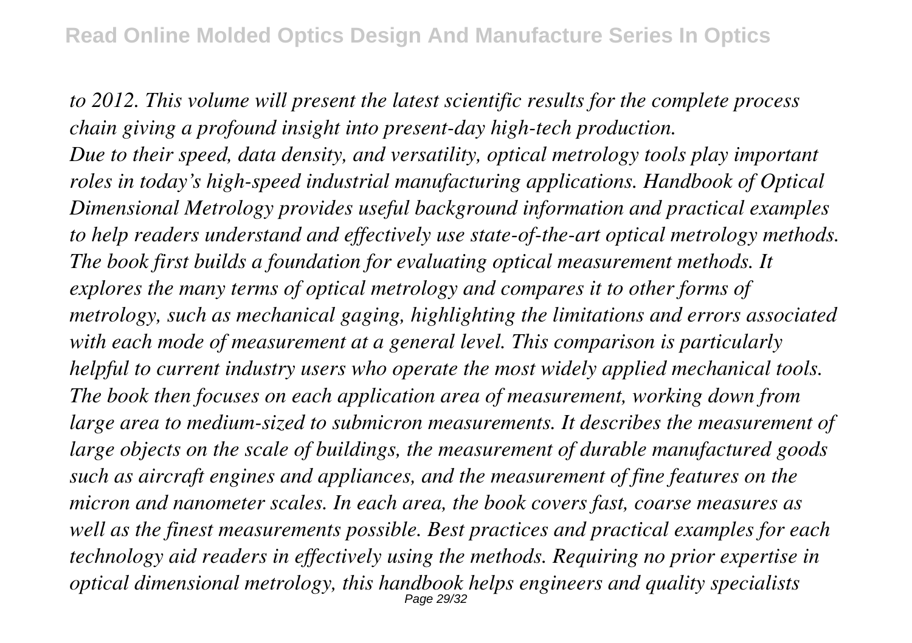*to 2012. This volume will present the latest scientific results for the complete process chain giving a profound insight into present-day high-tech production.*

*Due to their speed, data density, and versatility, optical metrology tools play important roles in today's high-speed industrial manufacturing applications. Handbook of Optical Dimensional Metrology provides useful background information and practical examples to help readers understand and effectively use state-of-the-art optical metrology methods. The book first builds a foundation for evaluating optical measurement methods. It explores the many terms of optical metrology and compares it to other forms of metrology, such as mechanical gaging, highlighting the limitations and errors associated with each mode of measurement at a general level. This comparison is particularly helpful to current industry users who operate the most widely applied mechanical tools. The book then focuses on each application area of measurement, working down from large area to medium-sized to submicron measurements. It describes the measurement of large objects on the scale of buildings, the measurement of durable manufactured goods such as aircraft engines and appliances, and the measurement of fine features on the micron and nanometer scales. In each area, the book covers fast, coarse measures as well as the finest measurements possible. Best practices and practical examples for each technology aid readers in effectively using the methods. Requiring no prior expertise in optical dimensional metrology, this handbook helps engineers and quality specialists*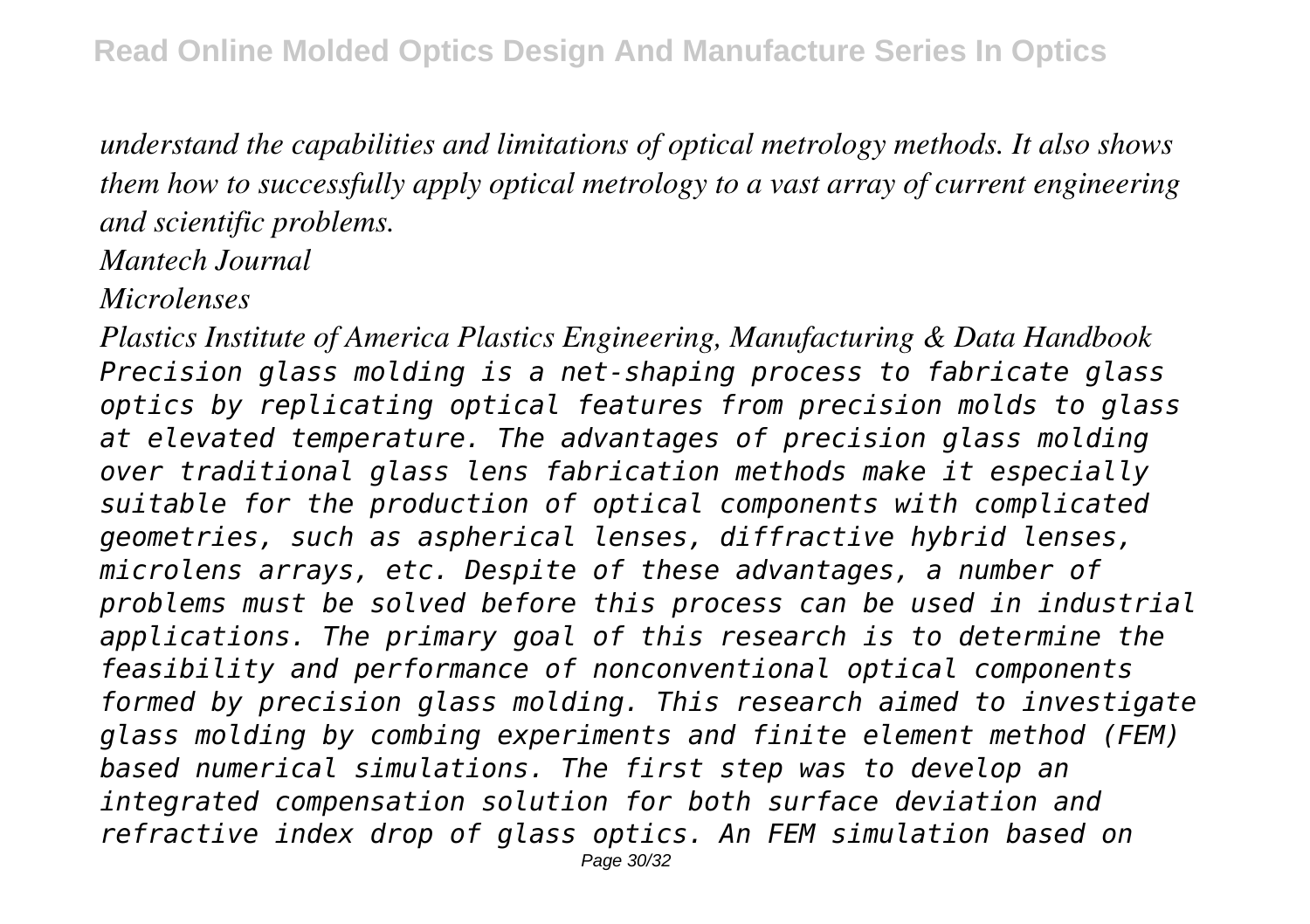*understand the capabilities and limitations of optical metrology methods. It also shows them how to successfully apply optical metrology to a vast array of current engineering and scientific problems.*

*Mantech Journal*

*Microlenses*

*Plastics Institute of America Plastics Engineering, Manufacturing & Data Handbook*

*Precision glass molding is a net-shaping process to fabricate glass optics by replicating optical features from precision molds to glass at elevated temperature. The advantages of precision glass molding over traditional glass lens fabrication methods make it especially suitable for the production of optical components with complicated geometries, such as aspherical lenses, diffractive hybrid lenses, microlens arrays, etc. Despite of these advantages, a number of problems must be solved before this process can be used in industrial applications. The primary goal of this research is to determine the feasibility and performance of nonconventional optical components formed by precision glass molding. This research aimed to investigate glass molding by combing experiments and finite element method (FEM) based numerical simulations. The first step was to develop an integrated compensation solution for both surface deviation and refractive index drop of glass optics. An FEM simulation based on*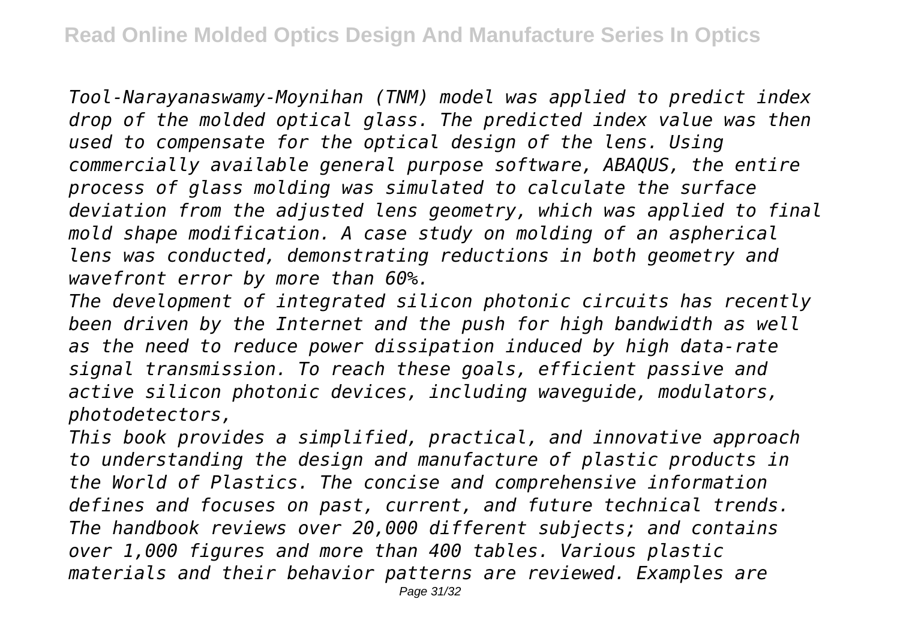*Tool-Narayanaswamy-Moynihan (TNM) model was applied to predict index drop of the molded optical glass. The predicted index value was then used to compensate for the optical design of the lens. Using commercially available general purpose software, ABAQUS, the entire process of glass molding was simulated to calculate the surface deviation from the adjusted lens geometry, which was applied to final mold shape modification. A case study on molding of an aspherical lens was conducted, demonstrating reductions in both geometry and wavefront error by more than 60%.*

*The development of integrated silicon photonic circuits has recently been driven by the Internet and the push for high bandwidth as well as the need to reduce power dissipation induced by high data-rate signal transmission. To reach these goals, efficient passive and active silicon photonic devices, including waveguide, modulators, photodetectors,*

*This book provides a simplified, practical, and innovative approach to understanding the design and manufacture of plastic products in the World of Plastics. The concise and comprehensive information defines and focuses on past, current, and future technical trends. The handbook reviews over 20,000 different subjects; and contains over 1,000 figures and more than 400 tables. Various plastic materials and their behavior patterns are reviewed. Examples are*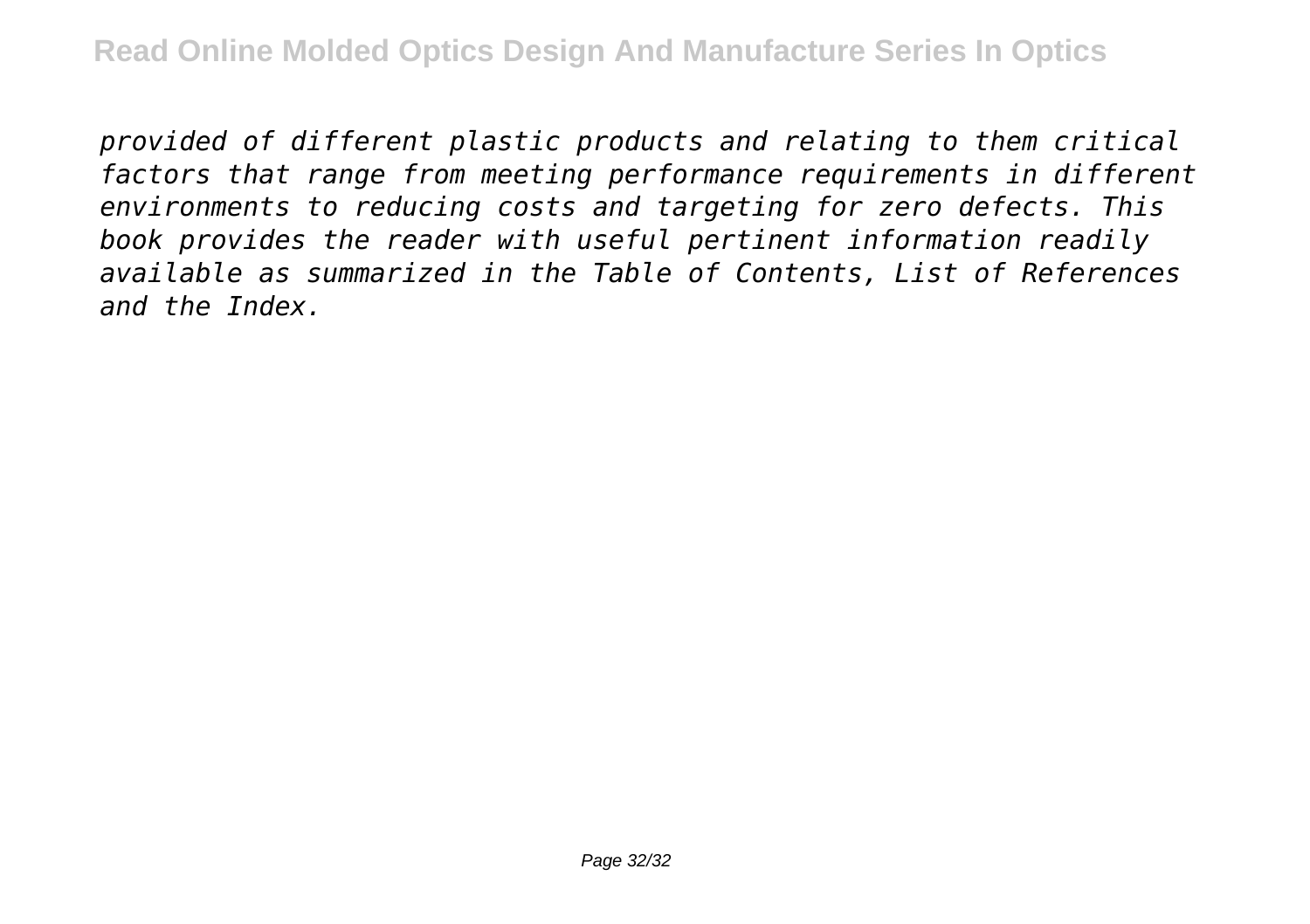*provided of different plastic products and relating to them critical factors that range from meeting performance requirements in different environments to reducing costs and targeting for zero defects. This book provides the reader with useful pertinent information readily available as summarized in the Table of Contents, List of References and the Index.*